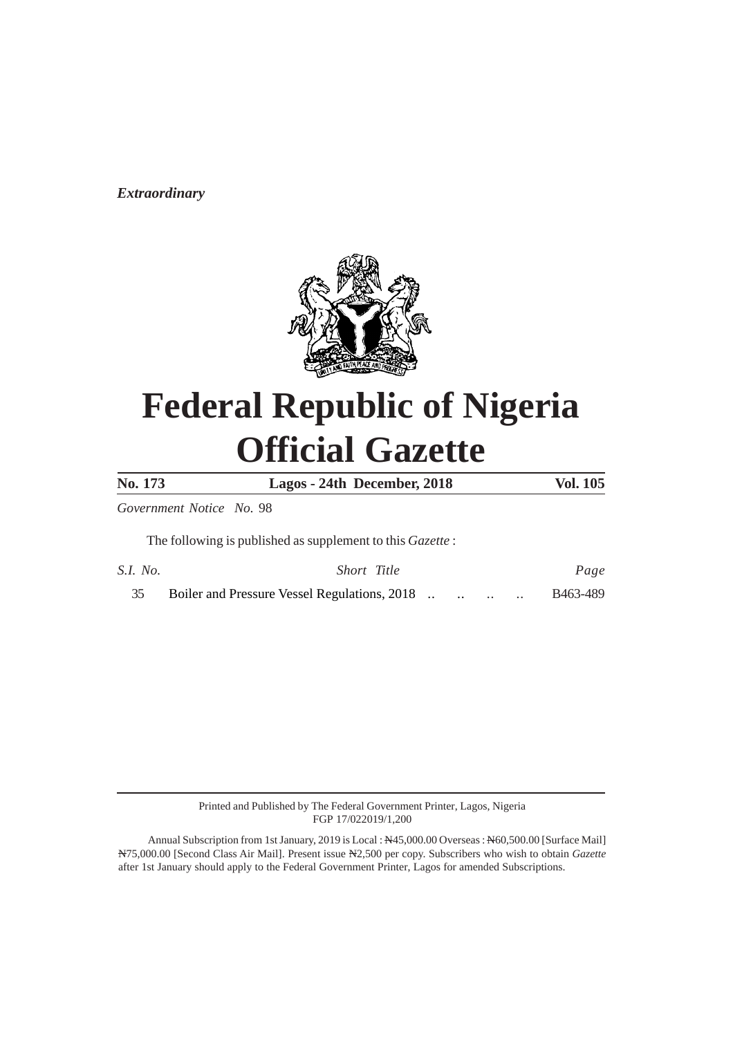*Extraordinary*

# Federal Republic of Nigeria Official Gazette

| No. 173 | Lagos - 24th December, 2018 | Vol. 105 |
|---|---|---|

*Government Notice No.* 98

The following is published as supplement to this *Gazette* :

| *S.I. No.* | *Short Title* | *Page* |
|---|---|---|
| 35 | Boiler and Pressure Vessel Regulations, 2018 .. .. .. .. | B463-489 |

Printed and Published by The Federal Government Printer, Lagos, Nigeria
FGP 17/022019/1,200

Annual Subscription from 1st January, 2019 is Local : ₦45,000.00 Overseas : ₦60,500.00 [Surface Mail] ₦75,000.00 [Second Class Air Mail]. Present issue ₦2,500 per copy. Subscribers who wish to obtain *Gazette* after 1st January should apply to the Federal Government Printer, Lagos for amended Subscriptions.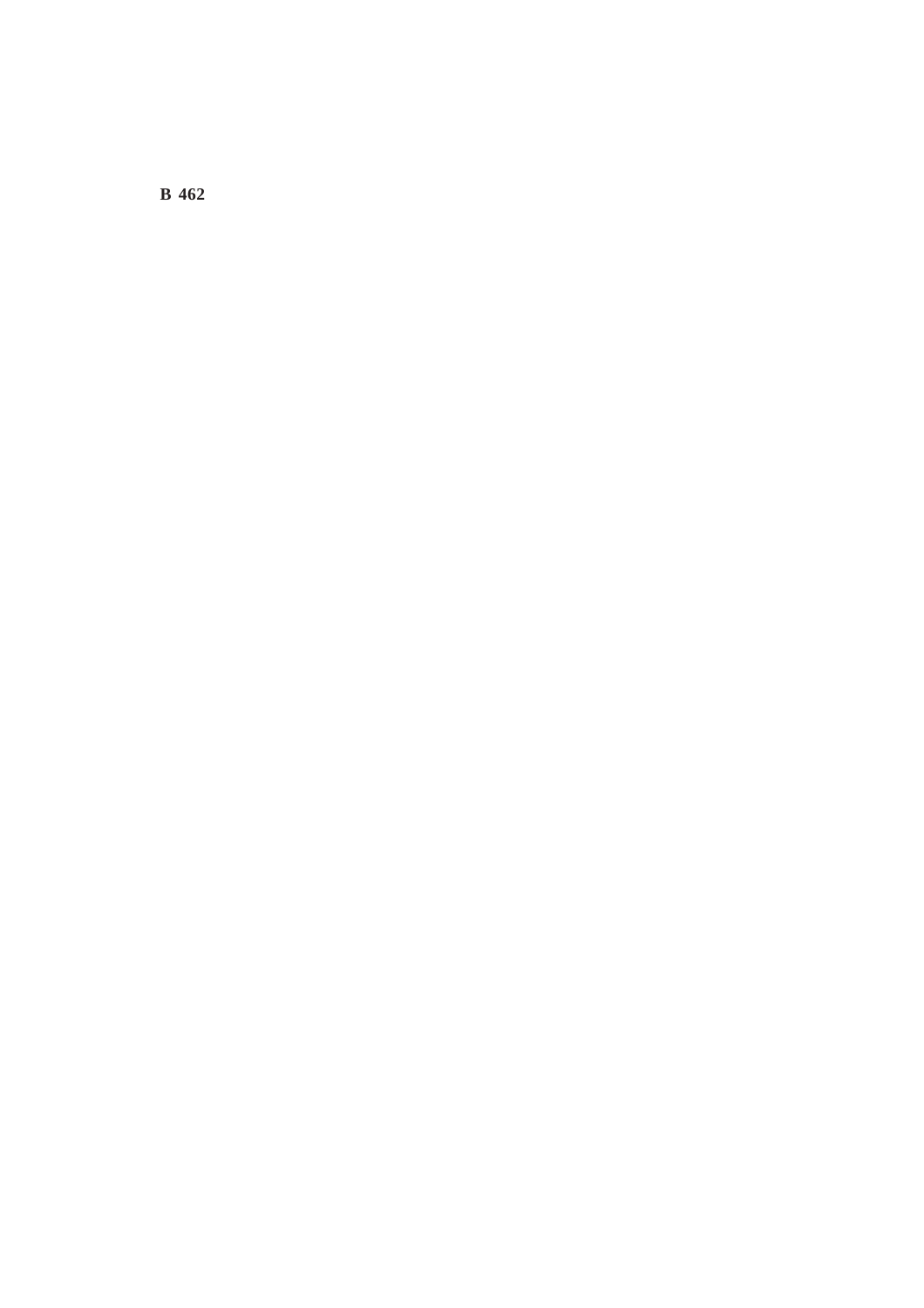**B 462**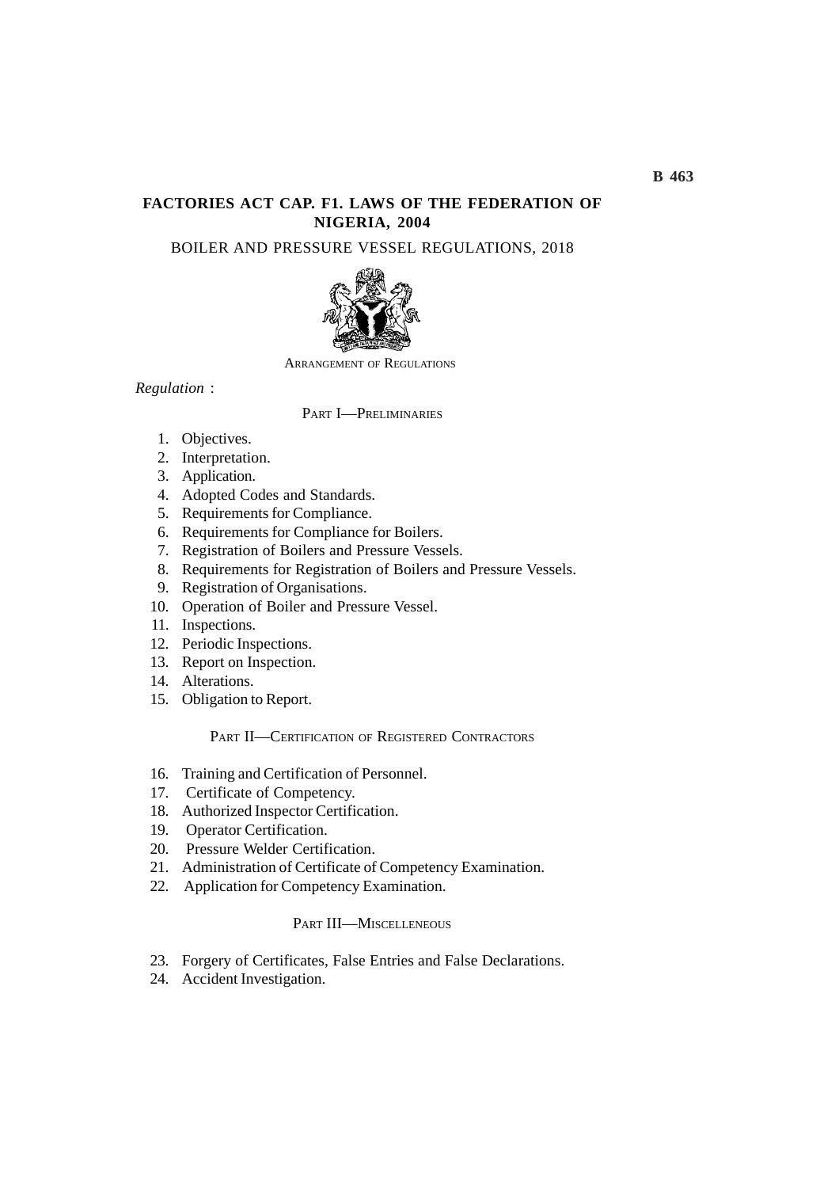# FACTORIES ACT CAP. F1. LAWS OF THE FEDERATION OF NIGERIA, 2004

## BOILER AND PRESSURE VESSEL REGULATIONS, 2018

ARRANGEMENT OF REGULATIONS

*Regulation* :

### PART I—PRELIMINARIES

1. Objectives.
2. Interpretation.
3. Application.
4. Adopted Codes and Standards.
5. Requirements for Compliance.
6. Requirements for Compliance for Boilers.
7. Registration of Boilers and Pressure Vessels.
8. Requirements for Registration of Boilers and Pressure Vessels.
9. Registration of Organisations.
10. Operation of Boiler and Pressure Vessel.
11. Inspections.
12. Periodic Inspections.
13. Report on Inspection.
14. Alterations.
15. Obligation to Report.

### PART II—CERTIFICATION OF REGISTERED CONTRACTORS

16. Training and Certification of Personnel.
17. Certificate of Competency.
18. Authorized Inspector Certification.
19. Operator Certification.
20. Pressure Welder Certification.
21. Administration of Certificate of Competency Examination.
22. Application for Competency Examination.

### PART III—MISCELLENEOUS

23. Forgery of Certificates, False Entries and False Declarations.
24. Accident Investigation.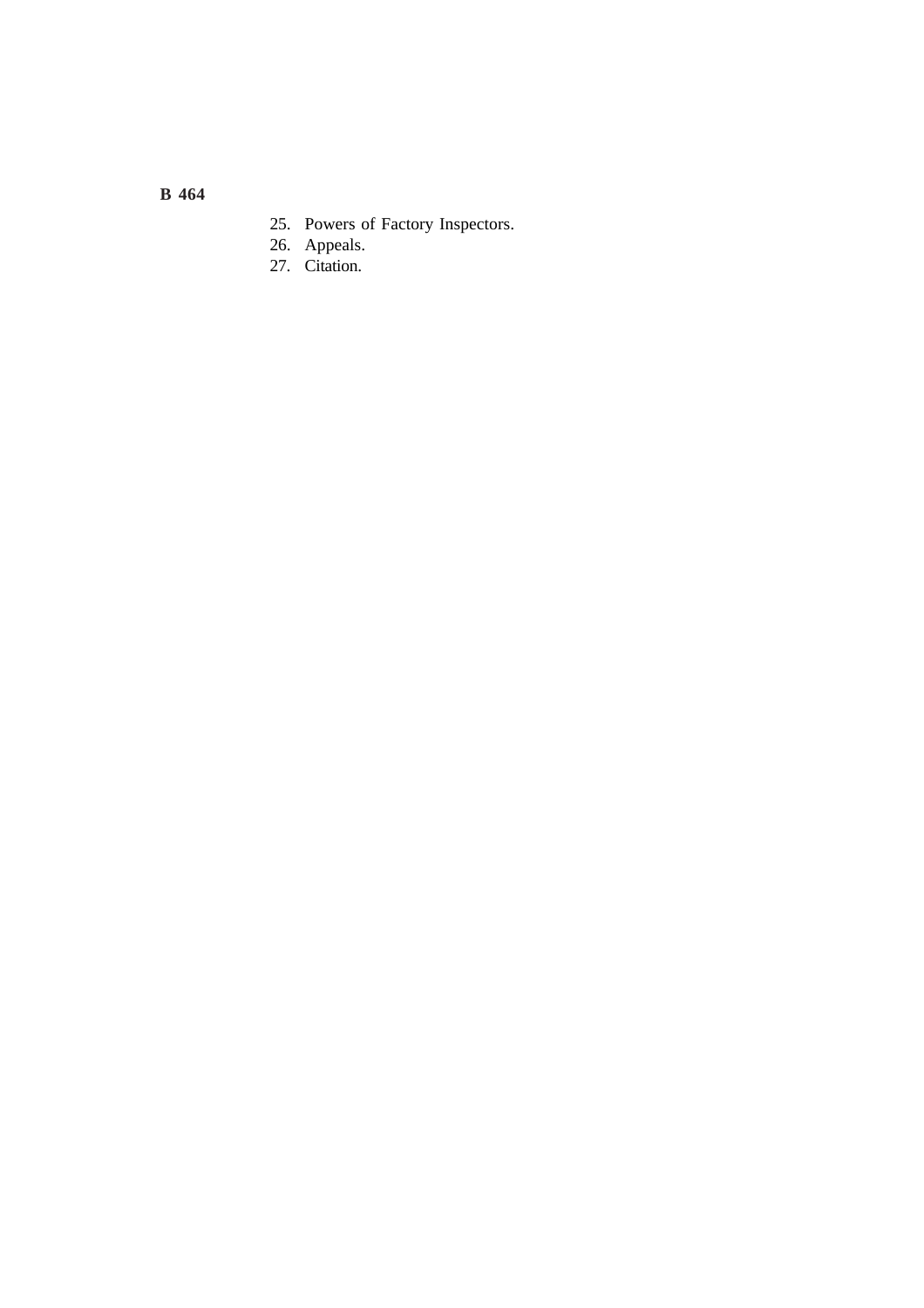25. Powers of Factory Inspectors.
26. Appeals.
27. Citation.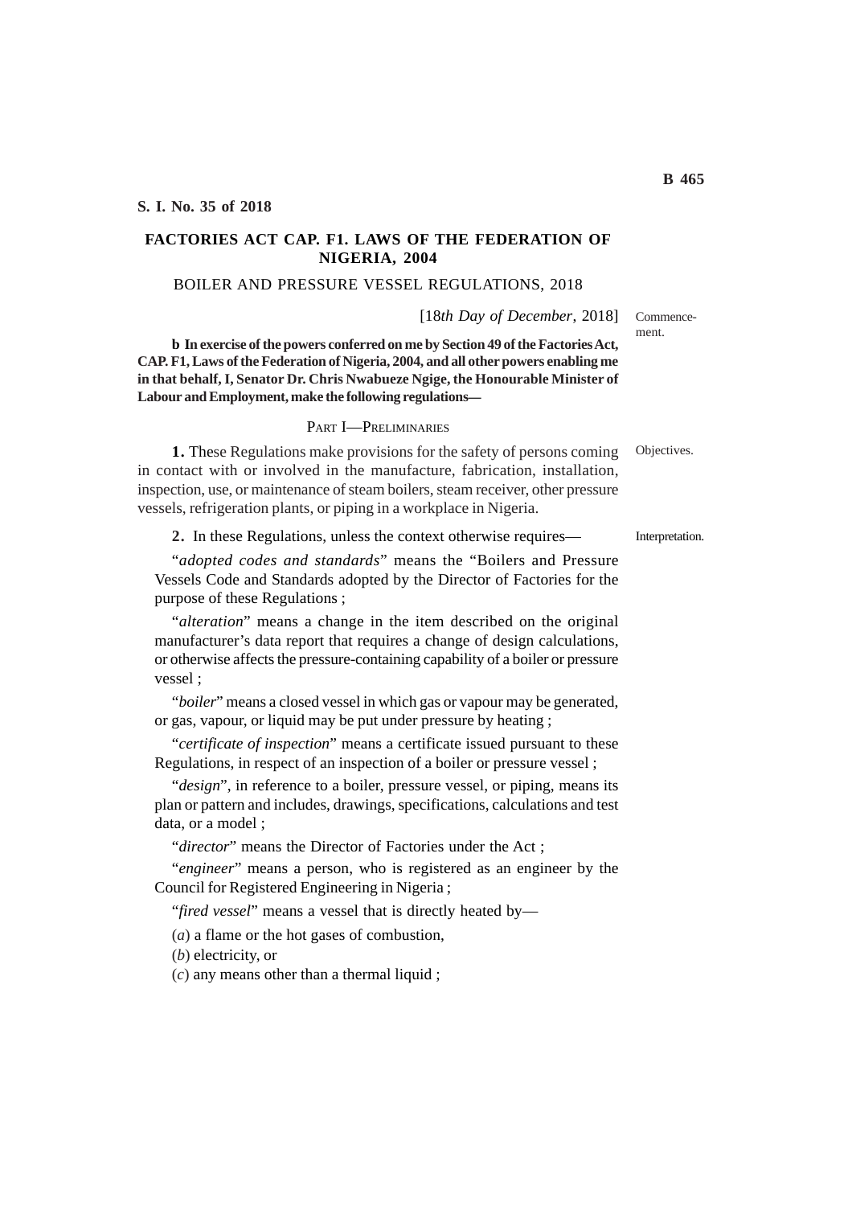**S. I. No. 35 of 2018**

## FACTORIES ACT CAP. F1. LAWS OF THE FEDERATION OF NIGERIA, 2004

### BOILER AND PRESSURE VESSEL REGULATIONS, 2018

[18*th Day of December*, 2018] Commencement.

**b In exercise of the powers conferred on me by Section 49 of the Factories Act, CAP. F1, Laws of the Federation of Nigeria, 2004, and all other powers enabling me in that behalf, I, Senator Dr. Chris Nwabueze Ngige, the Honourable Minister of Labour and Employment, make the following regulations—**

### PART I—PRELIMINARIES

Objectives.

**1.** These Regulations make provisions for the safety of persons coming in contact with or involved in the manufacture, fabrication, installation, inspection, use, or maintenance of steam boilers, steam receiver, other pressure vessels, refrigeration plants, or piping in a workplace in Nigeria.

Interpretation.

**2.** In these Regulations, unless the context otherwise requires—

"*adopted codes and standards*" means the "Boilers and Pressure Vessels Code and Standards adopted by the Director of Factories for the purpose of these Regulations ;

"*alteration*" means a change in the item described on the original manufacturer's data report that requires a change of design calculations, or otherwise affects the pressure-containing capability of a boiler or pressure vessel ;

"*boiler*" means a closed vessel in which gas or vapour may be generated, or gas, vapour, or liquid may be put under pressure by heating ;

"*certificate of inspection*" means a certificate issued pursuant to these Regulations, in respect of an inspection of a boiler or pressure vessel ;

"*design*", in reference to a boiler, pressure vessel, or piping, means its plan or pattern and includes, drawings, specifications, calculations and test data, or a model ;

"*director*" means the Director of Factories under the Act ;

"*engineer*" means a person, who is registered as an engineer by the Council for Registered Engineering in Nigeria ;

"*fired vessel*" means a vessel that is directly heated by—

(*a*) a flame or the hot gases of combustion,

(*b*) electricity, or

(*c*) any means other than a thermal liquid ;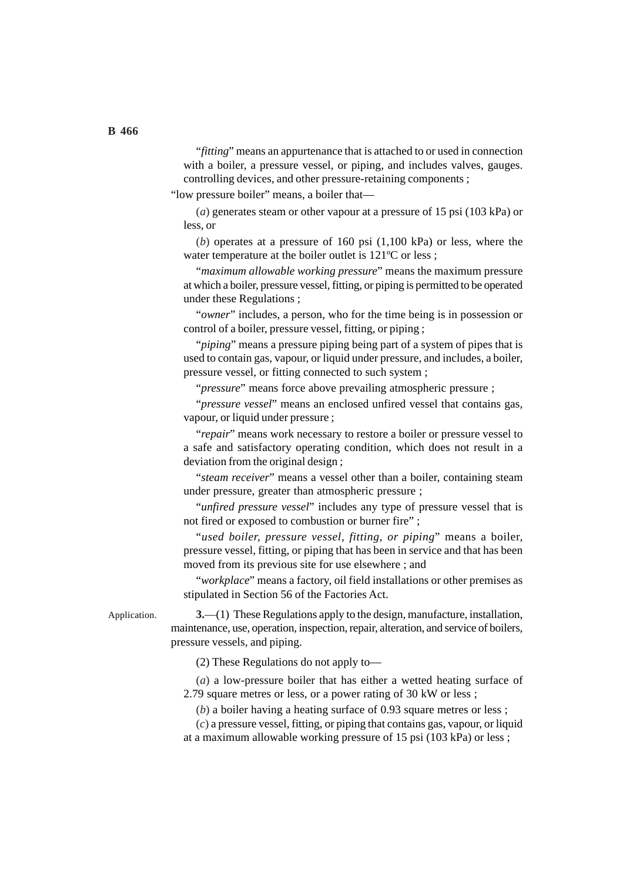"*fitting*" means an appurtenance that is attached to or used in connection with a boiler, a pressure vessel, or piping, and includes valves, gauges. controlling devices, and other pressure-retaining components ;

"low pressure boiler" means, a boiler that—

(*a*) generates steam or other vapour at a pressure of 15 psi (103 kPa) or less, or

(*b*) operates at a pressure of 160 psi (1,100 kPa) or less, where the water temperature at the boiler outlet is 121ºC or less ;

"*maximum allowable working pressure*" means the maximum pressure at which a boiler, pressure vessel, fitting, or piping is permitted to be operated under these Regulations ;

"*owner*" includes, a person, who for the time being is in possession or control of a boiler, pressure vessel, fitting, or piping ;

"*piping*" means a pressure piping being part of a system of pipes that is used to contain gas, vapour, or liquid under pressure, and includes, a boiler, pressure vessel, or fitting connected to such system ;

"*pressure*" means force above prevailing atmospheric pressure ;

"*pressure vessel*" means an enclosed unfired vessel that contains gas, vapour, or liquid under pressure ;

"*repair*" means work necessary to restore a boiler or pressure vessel to a safe and satisfactory operating condition, which does not result in a deviation from the original design ;

"*steam receiver*" means a vessel other than a boiler, containing steam under pressure, greater than atmospheric pressure ;

"*unfired pressure vessel*" includes any type of pressure vessel that is not fired or exposed to combustion or burner fire" ;

"*used boiler, pressure vessel, fitting, or piping*" means a boiler, pressure vessel, fitting, or piping that has been in service and that has been moved from its previous site for use elsewhere ; and

"*workplace*" means a factory, oil field installations or other premises as stipulated in Section 56 of the Factories Act.

Application.

**3.**—(1) These Regulations apply to the design, manufacture, installation, maintenance, use, operation, inspection, repair, alteration, and service of boilers, pressure vessels, and piping.

(2) These Regulations do not apply to—

(*a*) a low-pressure boiler that has either a wetted heating surface of 2.79 square metres or less, or a power rating of 30 kW or less ;

(*b*) a boiler having a heating surface of 0.93 square metres or less ;

(*c*) a pressure vessel, fitting, or piping that contains gas, vapour, or liquid at a maximum allowable working pressure of 15 psi (103 kPa) or less ;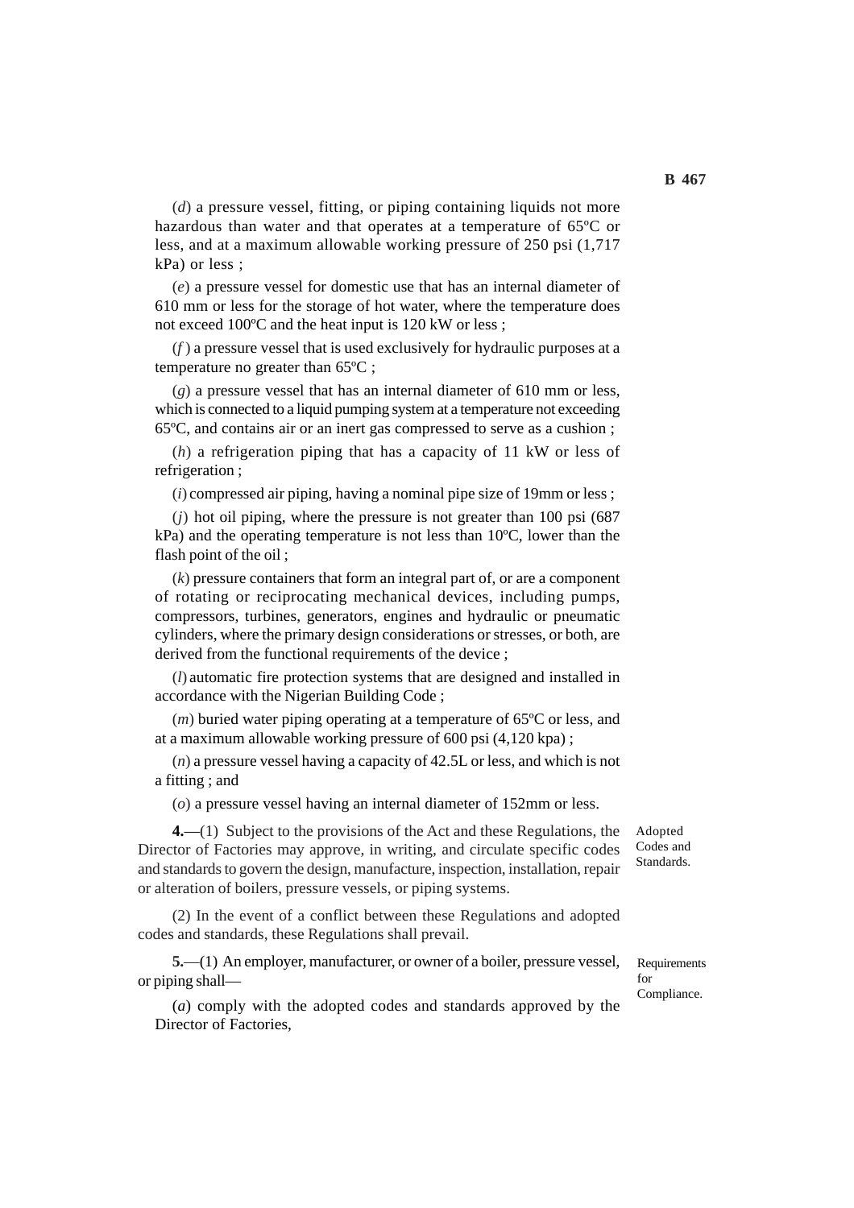(*d*) a pressure vessel, fitting, or piping containing liquids not more hazardous than water and that operates at a temperature of 65ºC or less, and at a maximum allowable working pressure of 250 psi (1,717 kPa) or less ;

(*e*) a pressure vessel for domestic use that has an internal diameter of 610 mm or less for the storage of hot water, where the temperature does not exceed 100ºC and the heat input is 120 kW or less ;

(*f*) a pressure vessel that is used exclusively for hydraulic purposes at a temperature no greater than 65ºC ;

(*g*) a pressure vessel that has an internal diameter of 610 mm or less, which is connected to a liquid pumping system at a temperature not exceeding 65ºC, and contains air or an inert gas compressed to serve as a cushion ;

(*h*) a refrigeration piping that has a capacity of 11 kW or less of refrigeration ;

(*i*) compressed air piping, having a nominal pipe size of 19mm or less ;

(*j*) hot oil piping, where the pressure is not greater than 100 psi (687 kPa) and the operating temperature is not less than 10ºC, lower than the flash point of the oil ;

(*k*) pressure containers that form an integral part of, or are a component of rotating or reciprocating mechanical devices, including pumps, compressors, turbines, generators, engines and hydraulic or pneumatic cylinders, where the primary design considerations or stresses, or both, are derived from the functional requirements of the device ;

(*l*) automatic fire protection systems that are designed and installed in accordance with the Nigerian Building Code ;

(*m*) buried water piping operating at a temperature of 65ºC or less, and at a maximum allowable working pressure of 600 psi (4,120 kpa) ;

(*n*) a pressure vessel having a capacity of 42.5L or less, and which is not a fitting ; and

(*o*) a pressure vessel having an internal diameter of 152mm or less.

*Adopted Codes and Standards.*

**4.**—(1) Subject to the provisions of the Act and these Regulations, the Director of Factories may approve, in writing, and circulate specific codes and standards to govern the design, manufacture, inspection, installation, repair or alteration of boilers, pressure vessels, or piping systems.

(2) In the event of a conflict between these Regulations and adopted codes and standards, these Regulations shall prevail.

*Requirements for Compliance.*

**5.**—(1) An employer, manufacturer, or owner of a boiler, pressure vessel, or piping shall—

(*a*) comply with the adopted codes and standards approved by the Director of Factories,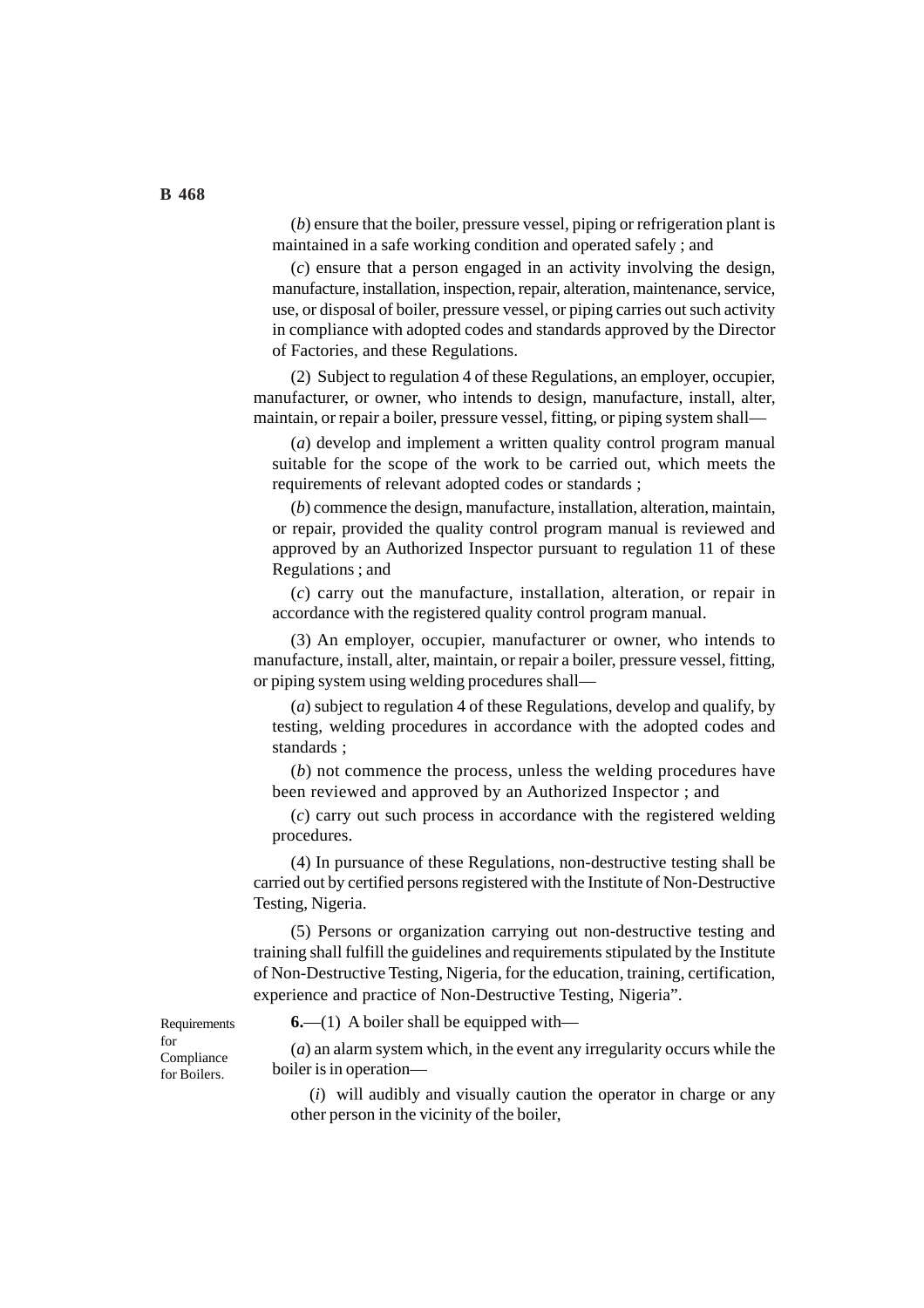(*b*) ensure that the boiler, pressure vessel, piping or refrigeration plant is maintained in a safe working condition and operated safely ; and

(*c*) ensure that a person engaged in an activity involving the design, manufacture, installation, inspection, repair, alteration, maintenance, service, use, or disposal of boiler, pressure vessel, or piping carries out such activity in compliance with adopted codes and standards approved by the Director of Factories, and these Regulations.

(2) Subject to regulation 4 of these Regulations, an employer, occupier, manufacturer, or owner, who intends to design, manufacture, install, alter, maintain, or repair a boiler, pressure vessel, fitting, or piping system shall—

(*a*) develop and implement a written quality control program manual suitable for the scope of the work to be carried out, which meets the requirements of relevant adopted codes or standards ;

(*b*) commence the design, manufacture, installation, alteration, maintain, or repair, provided the quality control program manual is reviewed and approved by an Authorized Inspector pursuant to regulation 11 of these Regulations ; and

(*c*) carry out the manufacture, installation, alteration, or repair in accordance with the registered quality control program manual.

(3) An employer, occupier, manufacturer or owner, who intends to manufacture, install, alter, maintain, or repair a boiler, pressure vessel, fitting, or piping system using welding procedures shall—

(*a*) subject to regulation 4 of these Regulations, develop and qualify, by testing, welding procedures in accordance with the adopted codes and standards ;

(*b*) not commence the process, unless the welding procedures have been reviewed and approved by an Authorized Inspector ; and

(*c*) carry out such process in accordance with the registered welding procedures.

(4) In pursuance of these Regulations, non-destructive testing shall be carried out by certified persons registered with the Institute of Non-Destructive Testing, Nigeria.

(5) Persons or organization carrying out non-destructive testing and training shall fulfill the guidelines and requirements stipulated by the Institute of Non-Destructive Testing, Nigeria, for the education, training, certification, experience and practice of Non-Destructive Testing, Nigeria".

*Requirements for Compliance for Boilers.*

**6.**—(1) A boiler shall be equipped with—

(*a*) an alarm system which, in the event any irregularity occurs while the boiler is in operation—

(*i*) will audibly and visually caution the operator in charge or any other person in the vicinity of the boiler,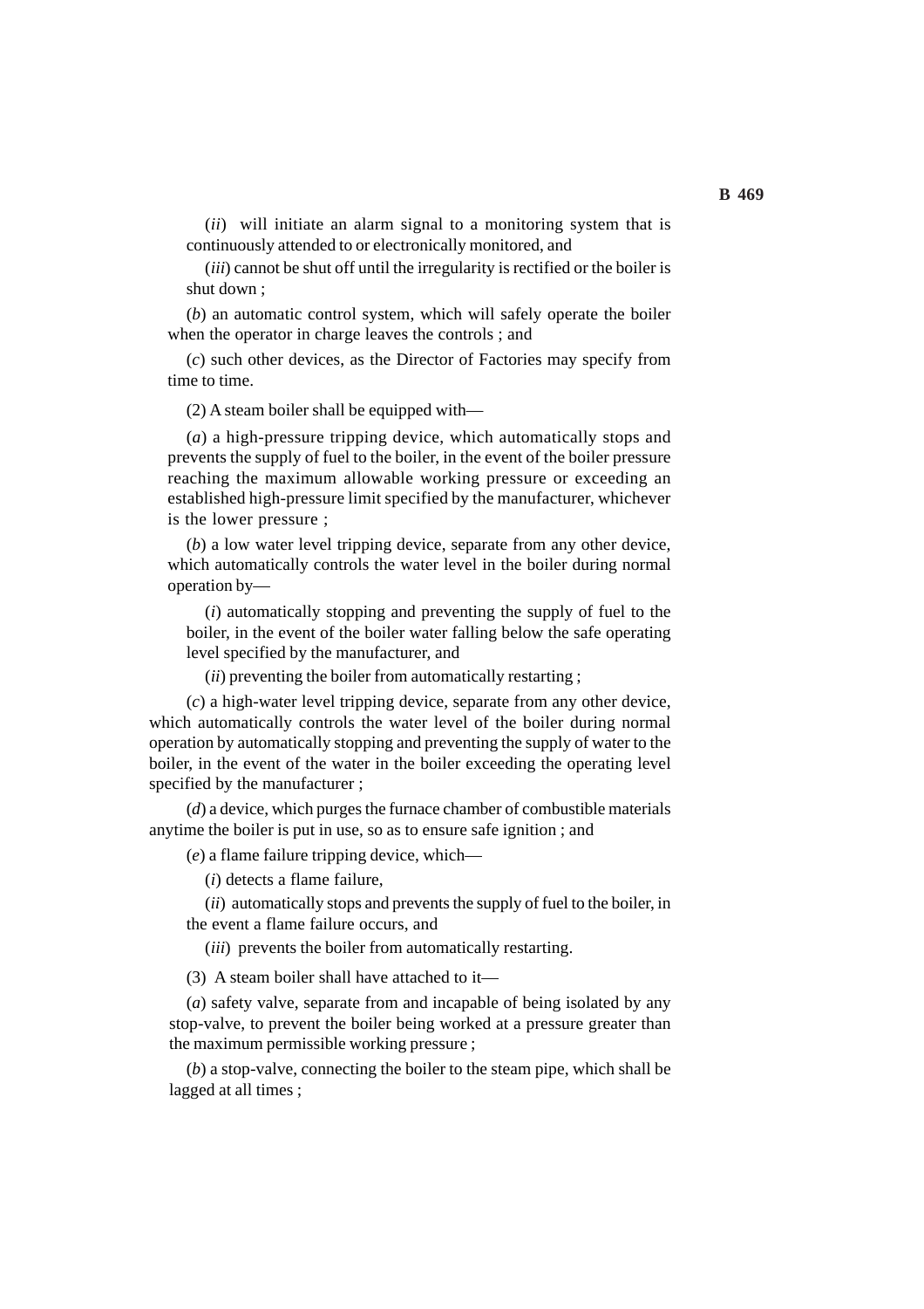(*ii*) will initiate an alarm signal to a monitoring system that is continuously attended to or electronically monitored, and

(*iii*) cannot be shut off until the irregularity is rectified or the boiler is shut down ;

(*b*) an automatic control system, which will safely operate the boiler when the operator in charge leaves the controls ; and

(*c*) such other devices, as the Director of Factories may specify from time to time.

(2) A steam boiler shall be equipped with—

(*a*) a high-pressure tripping device, which automatically stops and prevents the supply of fuel to the boiler, in the event of the boiler pressure reaching the maximum allowable working pressure or exceeding an established high-pressure limit specified by the manufacturer, whichever is the lower pressure ;

(*b*) a low water level tripping device, separate from any other device, which automatically controls the water level in the boiler during normal operation by—

(*i*) automatically stopping and preventing the supply of fuel to the boiler, in the event of the boiler water falling below the safe operating level specified by the manufacturer, and

(*ii*) preventing the boiler from automatically restarting ;

(*c*) a high-water level tripping device, separate from any other device, which automatically controls the water level of the boiler during normal operation by automatically stopping and preventing the supply of water to the boiler, in the event of the water in the boiler exceeding the operating level specified by the manufacturer ;

(*d*) a device, which purges the furnace chamber of combustible materials anytime the boiler is put in use, so as to ensure safe ignition ; and

(*e*) a flame failure tripping device, which—

(*i*) detects a flame failure,

(*ii*) automatically stops and prevents the supply of fuel to the boiler, in the event a flame failure occurs, and

(*iii*) prevents the boiler from automatically restarting.

(3) A steam boiler shall have attached to it—

(*a*) safety valve, separate from and incapable of being isolated by any stop-valve, to prevent the boiler being worked at a pressure greater than the maximum permissible working pressure ;

(*b*) a stop-valve, connecting the boiler to the steam pipe, which shall be lagged at all times ;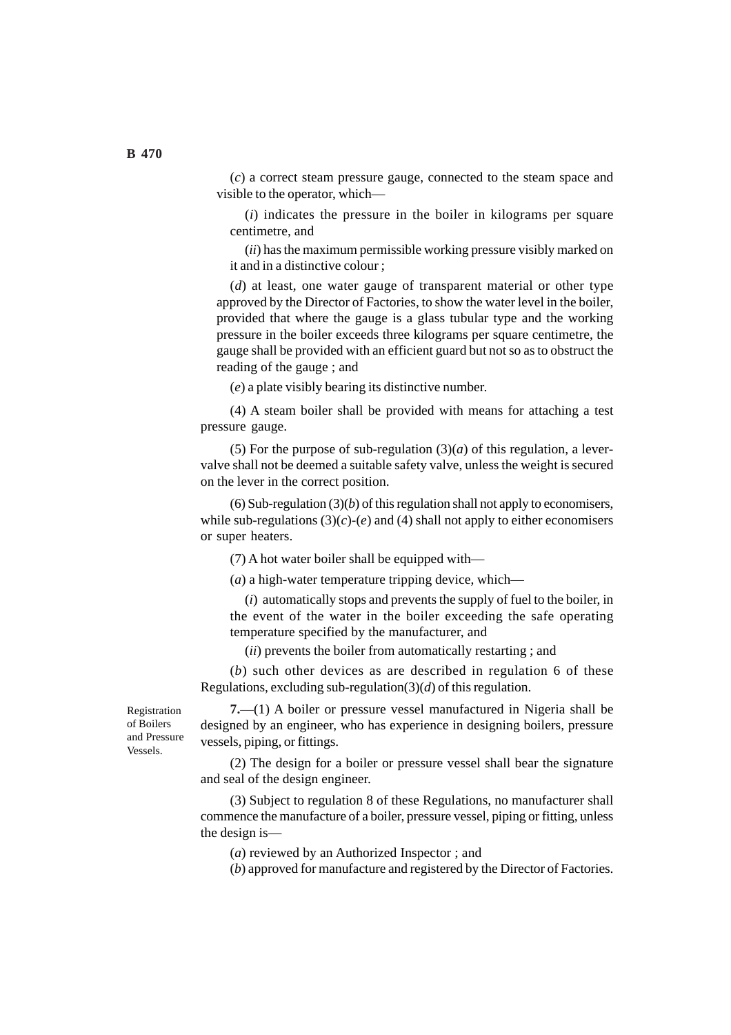(*c*) a correct steam pressure gauge, connected to the steam space and visible to the operator, which—

(*i*) indicates the pressure in the boiler in kilograms per square centimetre, and

(*ii*) has the maximum permissible working pressure visibly marked on it and in a distinctive colour ;

(*d*) at least, one water gauge of transparent material or other type approved by the Director of Factories, to show the water level in the boiler, provided that where the gauge is a glass tubular type and the working pressure in the boiler exceeds three kilograms per square centimetre, the gauge shall be provided with an efficient guard but not so as to obstruct the reading of the gauge ; and

(*e*) a plate visibly bearing its distinctive number.

(4) A steam boiler shall be provided with means for attaching a test pressure gauge.

(5) For the purpose of sub-regulation (3)(*a*) of this regulation, a lever-valve shall not be deemed a suitable safety valve, unless the weight is secured on the lever in the correct position.

(6) Sub-regulation (3)(*b*) of this regulation shall not apply to economisers, while sub-regulations (3)(*c*)-(*e*) and (4) shall not apply to either economisers or super heaters.

(7) A hot water boiler shall be equipped with—

(*a*) a high-water temperature tripping device, which—

(*i*) automatically stops and prevents the supply of fuel to the boiler, in the event of the water in the boiler exceeding the safe operating temperature specified by the manufacturer, and

(*ii*) prevents the boiler from automatically restarting ; and

(*b*) such other devices as are described in regulation 6 of these Regulations, excluding sub-regulation(3)(*d*) of this regulation.

Registration of Boilers and Pressure Vessels.

**7.**—(1) A boiler or pressure vessel manufactured in Nigeria shall be designed by an engineer, who has experience in designing boilers, pressure vessels, piping, or fittings.

(2) The design for a boiler or pressure vessel shall bear the signature and seal of the design engineer.

(3) Subject to regulation 8 of these Regulations, no manufacturer shall commence the manufacture of a boiler, pressure vessel, piping or fitting, unless the design is—

(*a*) reviewed by an Authorized Inspector ; and

(*b*) approved for manufacture and registered by the Director of Factories.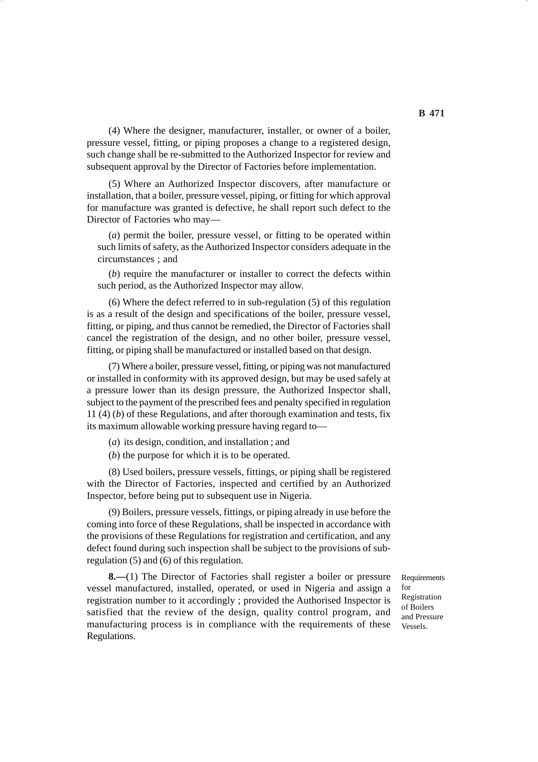(4) Where the designer, manufacturer, installer, or owner of a boiler, pressure vessel, fitting, or piping proposes a change to a registered design, such change shall be re-submitted to the Authorized Inspector for review and subsequent approval by the Director of Factories before implementation.

(5) Where an Authorized Inspector discovers, after manufacture or installation, that a boiler, pressure vessel, piping, or fitting for which approval for manufacture was granted is defective, he shall report such defect to the Director of Factories who may—

(*a*) permit the boiler, pressure vessel, or fitting to be operated within such limits of safety, as the Authorized Inspector considers adequate in the circumstances ; and

(*b*) require the manufacturer or installer to correct the defects within such period, as the Authorized Inspector may allow.

(6) Where the defect referred to in sub-regulation (5) of this regulation is as a result of the design and specifications of the boiler, pressure vessel, fitting, or piping, and thus cannot be remedied, the Director of Factories shall cancel the registration of the design, and no other boiler, pressure vessel, fitting, or piping shall be manufactured or installed based on that design.

(7) Where a boiler, pressure vessel, fitting, or piping was not manufactured or installed in conformity with its approved design, but may be used safely at a pressure lower than its design pressure, the Authorized Inspector shall, subject to the payment of the prescribed fees and penalty specified in regulation 11 (4) (*b*) of these Regulations, and after thorough examination and tests, fix its maximum allowable working pressure having regard to—

(*a*) its design, condition, and installation ; and

(*b*) the purpose for which it is to be operated.

(8) Used boilers, pressure vessels, fittings, or piping shall be registered with the Director of Factories, inspected and certified by an Authorized Inspector, before being put to subsequent use in Nigeria.

(9) Boilers, pressure vessels, fittings, or piping already in use before the coming into force of these Regulations, shall be inspected in accordance with the provisions of these Regulations for registration and certification, and any defect found during such inspection shall be subject to the provisions of sub-regulation (5) and (6) of this regulation.

*Requirements for Registration of Boilers and Pressure Vessels.*

**8.—**(1) The Director of Factories shall register a boiler or pressure vessel manufactured, installed, operated, or used in Nigeria and assign a registration number to it accordingly ; provided the Authorised Inspector is satisfied that the review of the design, quality control program, and manufacturing process is in compliance with the requirements of these Regulations.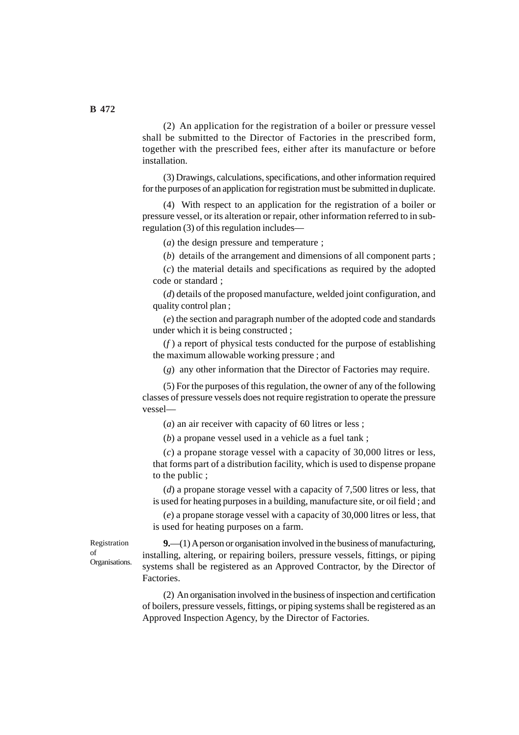(2) An application for the registration of a boiler or pressure vessel shall be submitted to the Director of Factories in the prescribed form, together with the prescribed fees, either after its manufacture or before installation.

(3) Drawings, calculations, specifications, and other information required for the purposes of an application for registration must be submitted in duplicate.

(4) With respect to an application for the registration of a boiler or pressure vessel, or its alteration or repair, other information referred to in sub-regulation (3) of this regulation includes—

(*a*) the design pressure and temperature ;

(*b*) details of the arrangement and dimensions of all component parts ;

(*c*) the material details and specifications as required by the adopted code or standard ;

(*d*) details of the proposed manufacture, welded joint configuration, and quality control plan ;

(*e*) the section and paragraph number of the adopted code and standards under which it is being constructed ;

(*f*) a report of physical tests conducted for the purpose of establishing the maximum allowable working pressure ; and

(*g*) any other information that the Director of Factories may require.

(5) For the purposes of this regulation, the owner of any of the following classes of pressure vessels does not require registration to operate the pressure vessel—

(*a*) an air receiver with capacity of 60 litres or less ;

(*b*) a propane vessel used in a vehicle as a fuel tank ;

(*c*) a propane storage vessel with a capacity of 30,000 litres or less, that forms part of a distribution facility, which is used to dispense propane to the public ;

(*d*) a propane storage vessel with a capacity of 7,500 litres or less, that is used for heating purposes in a building, manufacture site, or oil field ; and

(*e*) a propane storage vessel with a capacity of 30,000 litres or less, that is used for heating purposes on a farm.

Registration of Organisations.

**9.**—(1) A person or organisation involved in the business of manufacturing, installing, altering, or repairing boilers, pressure vessels, fittings, or piping systems shall be registered as an Approved Contractor, by the Director of Factories.

(2) An organisation involved in the business of inspection and certification of boilers, pressure vessels, fittings, or piping systems shall be registered as an Approved Inspection Agency, by the Director of Factories.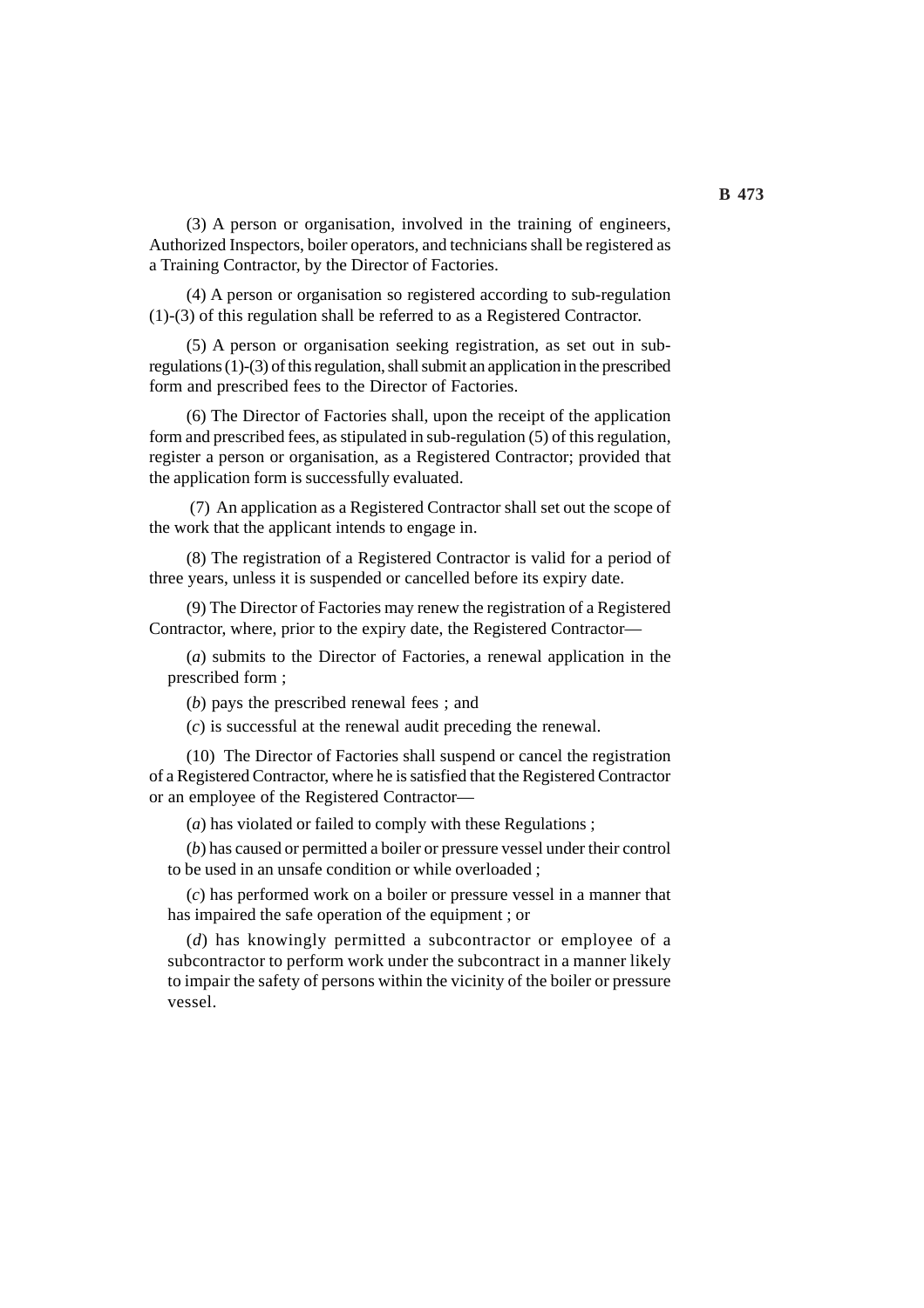(3) A person or organisation, involved in the training of engineers, Authorized Inspectors, boiler operators, and technicians shall be registered as a Training Contractor, by the Director of Factories.

(4) A person or organisation so registered according to sub-regulation (1)-(3) of this regulation shall be referred to as a Registered Contractor.

(5) A person or organisation seeking registration, as set out in sub-regulations (1)-(3) of this regulation, shall submit an application in the prescribed form and prescribed fees to the Director of Factories.

(6) The Director of Factories shall, upon the receipt of the application form and prescribed fees, as stipulated in sub-regulation (5) of this regulation, register a person or organisation, as a Registered Contractor; provided that the application form is successfully evaluated.

(7) An application as a Registered Contractor shall set out the scope of the work that the applicant intends to engage in.

(8) The registration of a Registered Contractor is valid for a period of three years, unless it is suspended or cancelled before its expiry date.

(9) The Director of Factories may renew the registration of a Registered Contractor, where, prior to the expiry date, the Registered Contractor—

(*a*) submits to the Director of Factories, a renewal application in the prescribed form ;

(*b*) pays the prescribed renewal fees ; and

(*c*) is successful at the renewal audit preceding the renewal.

(10) The Director of Factories shall suspend or cancel the registration of a Registered Contractor, where he is satisfied that the Registered Contractor or an employee of the Registered Contractor—

(*a*) has violated or failed to comply with these Regulations ;

(*b*) has caused or permitted a boiler or pressure vessel under their control to be used in an unsafe condition or while overloaded ;

(*c*) has performed work on a boiler or pressure vessel in a manner that has impaired the safe operation of the equipment ; or

(*d*) has knowingly permitted a subcontractor or employee of a subcontractor to perform work under the subcontract in a manner likely to impair the safety of persons within the vicinity of the boiler or pressure vessel.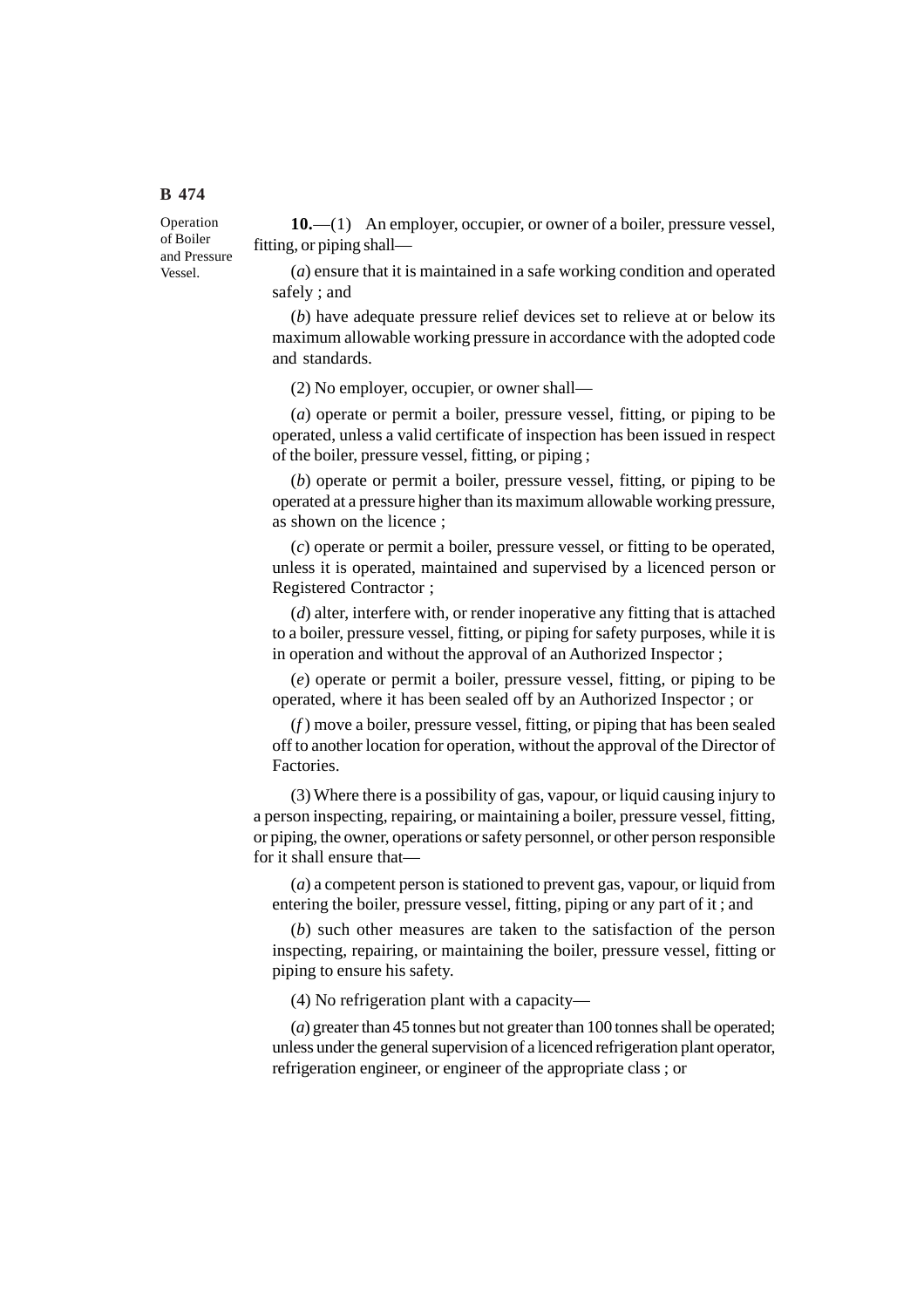Operation of Boiler and Pressure Vessel.

**10.**—(1) An employer, occupier, or owner of a boiler, pressure vessel, fitting, or piping shall—

(*a*) ensure that it is maintained in a safe working condition and operated safely ; and

(*b*) have adequate pressure relief devices set to relieve at or below its maximum allowable working pressure in accordance with the adopted code and standards.

(2) No employer, occupier, or owner shall—

(*a*) operate or permit a boiler, pressure vessel, fitting, or piping to be operated, unless a valid certificate of inspection has been issued in respect of the boiler, pressure vessel, fitting, or piping ;

(*b*) operate or permit a boiler, pressure vessel, fitting, or piping to be operated at a pressure higher than its maximum allowable working pressure, as shown on the licence ;

(*c*) operate or permit a boiler, pressure vessel, or fitting to be operated, unless it is operated, maintained and supervised by a licenced person or Registered Contractor ;

(*d*) alter, interfere with, or render inoperative any fitting that is attached to a boiler, pressure vessel, fitting, or piping for safety purposes, while it is in operation and without the approval of an Authorized Inspector ;

(*e*) operate or permit a boiler, pressure vessel, fitting, or piping to be operated, where it has been sealed off by an Authorized Inspector ; or

(*f*) move a boiler, pressure vessel, fitting, or piping that has been sealed off to another location for operation, without the approval of the Director of Factories.

(3) Where there is a possibility of gas, vapour, or liquid causing injury to a person inspecting, repairing, or maintaining a boiler, pressure vessel, fitting, or piping, the owner, operations or safety personnel, or other person responsible for it shall ensure that—

(*a*) a competent person is stationed to prevent gas, vapour, or liquid from entering the boiler, pressure vessel, fitting, piping or any part of it ; and

(*b*) such other measures are taken to the satisfaction of the person inspecting, repairing, or maintaining the boiler, pressure vessel, fitting or piping to ensure his safety.

(4) No refrigeration plant with a capacity—

(*a*) greater than 45 tonnes but not greater than 100 tonnes shall be operated; unless under the general supervision of a licenced refrigeration plant operator, refrigeration engineer, or engineer of the appropriate class ; or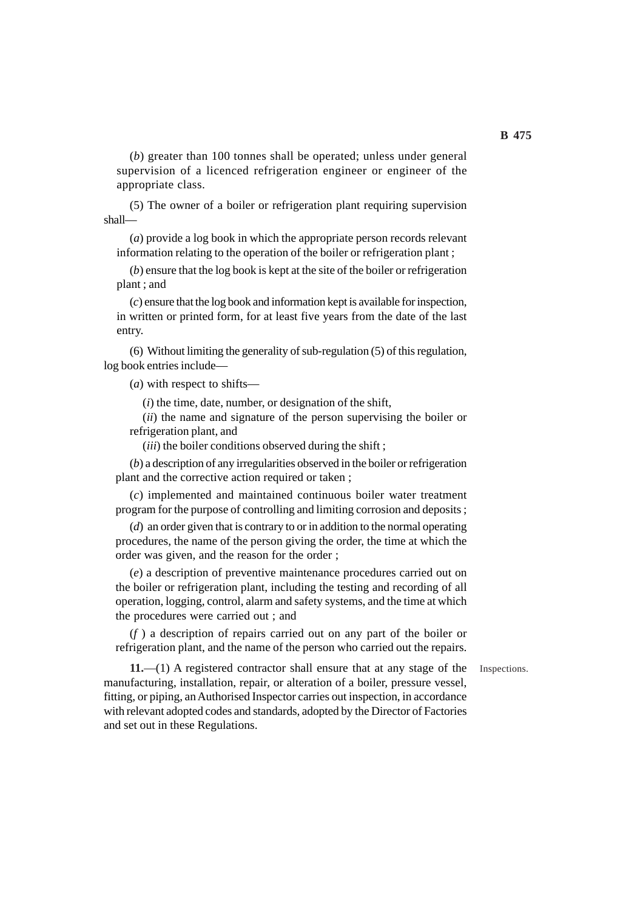(*b*) greater than 100 tonnes shall be operated; unless under general supervision of a licenced refrigeration engineer or engineer of the appropriate class.

(5) The owner of a boiler or refrigeration plant requiring supervision shall—

(*a*) provide a log book in which the appropriate person records relevant information relating to the operation of the boiler or refrigeration plant ;

(*b*) ensure that the log book is kept at the site of the boiler or refrigeration plant ; and

(*c*) ensure that the log book and information kept is available for inspection, in written or printed form, for at least five years from the date of the last entry.

(6) Without limiting the generality of sub-regulation (5) of this regulation, log book entries include—

(*a*) with respect to shifts—

(*i*) the time, date, number, or designation of the shift,

(*ii*) the name and signature of the person supervising the boiler or refrigeration plant, and

(*iii*) the boiler conditions observed during the shift ;

(*b*) a description of any irregularities observed in the boiler or refrigeration plant and the corrective action required or taken ;

(*c*) implemented and maintained continuous boiler water treatment program for the purpose of controlling and limiting corrosion and deposits ;

(*d*) an order given that is contrary to or in addition to the normal operating procedures, the name of the person giving the order, the time at which the order was given, and the reason for the order ;

(*e*) a description of preventive maintenance procedures carried out on the boiler or refrigeration plant, including the testing and recording of all operation, logging, control, alarm and safety systems, and the time at which the procedures were carried out ; and

(*f* ) a description of repairs carried out on any part of the boiler or refrigeration plant, and the name of the person who carried out the repairs.

Inspections.

**11.**—(1) A registered contractor shall ensure that at any stage of the manufacturing, installation, repair, or alteration of a boiler, pressure vessel, fitting, or piping, an Authorised Inspector carries out inspection, in accordance with relevant adopted codes and standards, adopted by the Director of Factories and set out in these Regulations.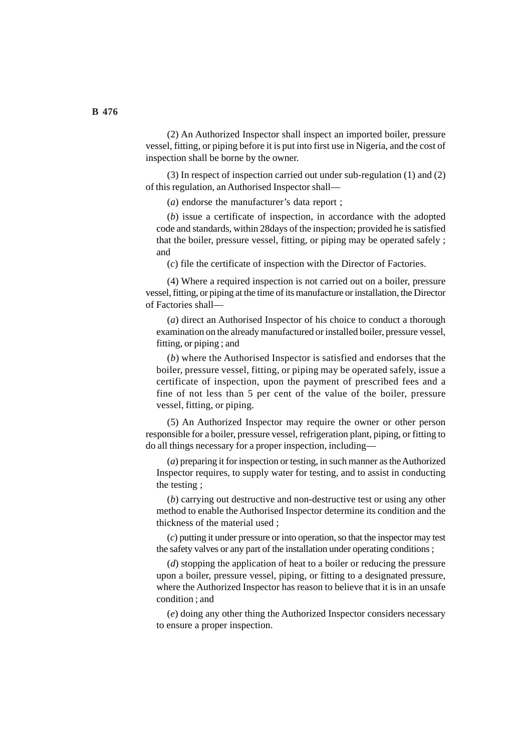(2) An Authorized Inspector shall inspect an imported boiler, pressure vessel, fitting, or piping before it is put into first use in Nigeria, and the cost of inspection shall be borne by the owner.

(3) In respect of inspection carried out under sub-regulation (1) and (2) of this regulation, an Authorised Inspector shall—

(*a*) endorse the manufacturer's data report ;

(*b*) issue a certificate of inspection, in accordance with the adopted code and standards, within 28days of the inspection; provided he is satisfied that the boiler, pressure vessel, fitting, or piping may be operated safely ; and

(*c*) file the certificate of inspection with the Director of Factories.

(4) Where a required inspection is not carried out on a boiler, pressure vessel, fitting, or piping at the time of its manufacture or installation, the Director of Factories shall—

(*a*) direct an Authorised Inspector of his choice to conduct a thorough examination on the already manufactured or installed boiler, pressure vessel, fitting, or piping ; and

(*b*) where the Authorised Inspector is satisfied and endorses that the boiler, pressure vessel, fitting, or piping may be operated safely, issue a certificate of inspection, upon the payment of prescribed fees and a fine of not less than 5 per cent of the value of the boiler, pressure vessel, fitting, or piping.

(5) An Authorized Inspector may require the owner or other person responsible for a boiler, pressure vessel, refrigeration plant, piping, or fitting to do all things necessary for a proper inspection, including—

(*a*) preparing it for inspection or testing, in such manner as the Authorized Inspector requires, to supply water for testing, and to assist in conducting the testing ;

(*b*) carrying out destructive and non-destructive test or using any other method to enable the Authorised Inspector determine its condition and the thickness of the material used ;

(*c*) putting it under pressure or into operation, so that the inspector may test the safety valves or any part of the installation under operating conditions ;

(*d*) stopping the application of heat to a boiler or reducing the pressure upon a boiler, pressure vessel, piping, or fitting to a designated pressure, where the Authorized Inspector has reason to believe that it is in an unsafe condition ; and

(*e*) doing any other thing the Authorized Inspector considers necessary to ensure a proper inspection.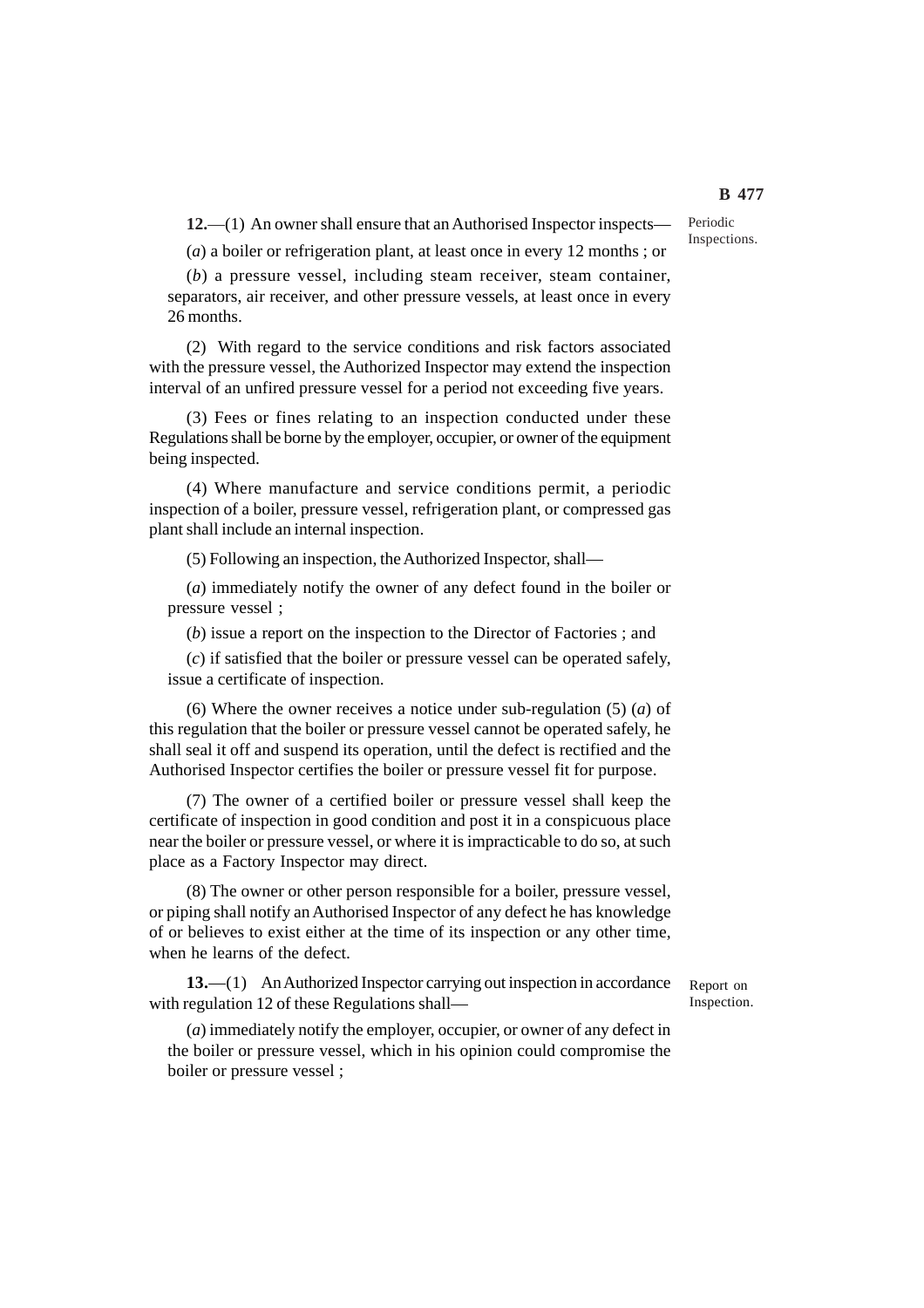Periodic Inspections.

**12.**—(1) An owner shall ensure that an Authorised Inspector inspects—

(*a*) a boiler or refrigeration plant, at least once in every 12 months ; or

(*b*) a pressure vessel, including steam receiver, steam container, separators, air receiver, and other pressure vessels, at least once in every 26 months.

(2) With regard to the service conditions and risk factors associated with the pressure vessel, the Authorized Inspector may extend the inspection interval of an unfired pressure vessel for a period not exceeding five years.

(3) Fees or fines relating to an inspection conducted under these Regulations shall be borne by the employer, occupier, or owner of the equipment being inspected.

(4) Where manufacture and service conditions permit, a periodic inspection of a boiler, pressure vessel, refrigeration plant, or compressed gas plant shall include an internal inspection.

(5) Following an inspection, the Authorized Inspector, shall—

(*a*) immediately notify the owner of any defect found in the boiler or pressure vessel ;

(*b*) issue a report on the inspection to the Director of Factories ; and

(*c*) if satisfied that the boiler or pressure vessel can be operated safely, issue a certificate of inspection.

(6) Where the owner receives a notice under sub-regulation (5) (*a*) of this regulation that the boiler or pressure vessel cannot be operated safely, he shall seal it off and suspend its operation, until the defect is rectified and the Authorised Inspector certifies the boiler or pressure vessel fit for purpose.

(7) The owner of a certified boiler or pressure vessel shall keep the certificate of inspection in good condition and post it in a conspicuous place near the boiler or pressure vessel, or where it is impracticable to do so, at such place as a Factory Inspector may direct.

(8) The owner or other person responsible for a boiler, pressure vessel, or piping shall notify an Authorised Inspector of any defect he has knowledge of or believes to exist either at the time of its inspection or any other time, when he learns of the defect.

Report on Inspection.

**13.**—(1) An Authorized Inspector carrying out inspection in accordance with regulation 12 of these Regulations shall—

(*a*) immediately notify the employer, occupier, or owner of any defect in the boiler or pressure vessel, which in his opinion could compromise the boiler or pressure vessel ;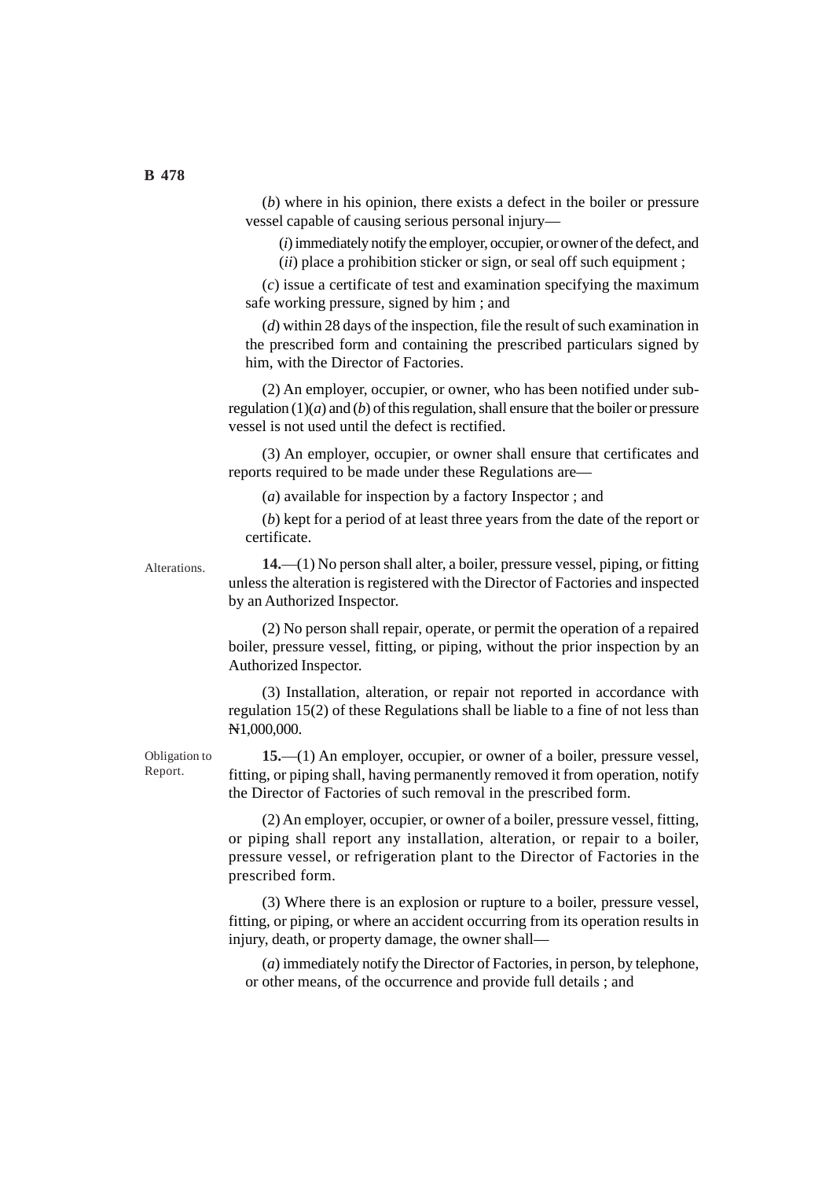(*b*) where in his opinion, there exists a defect in the boiler or pressure vessel capable of causing serious personal injury—

(*i*) immediately notify the employer, occupier, or owner of the defect, and

(*ii*) place a prohibition sticker or sign, or seal off such equipment ;

(*c*) issue a certificate of test and examination specifying the maximum safe working pressure, signed by him ; and

(*d*) within 28 days of the inspection, file the result of such examination in the prescribed form and containing the prescribed particulars signed by him, with the Director of Factories.

(2) An employer, occupier, or owner, who has been notified under sub-regulation (1)(*a*) and (*b*) of this regulation, shall ensure that the boiler or pressure vessel is not used until the defect is rectified.

(3) An employer, occupier, or owner shall ensure that certificates and reports required to be made under these Regulations are—

(*a*) available for inspection by a factory Inspector ; and

(*b*) kept for a period of at least three years from the date of the report or certificate.

Alterations.

**14.**—(1) No person shall alter, a boiler, pressure vessel, piping, or fitting unless the alteration is registered with the Director of Factories and inspected by an Authorized Inspector.

(2) No person shall repair, operate, or permit the operation of a repaired boiler, pressure vessel, fitting, or piping, without the prior inspection by an Authorized Inspector.

(3) Installation, alteration, or repair not reported in accordance with regulation 15(2) of these Regulations shall be liable to a fine of not less than ₦1,000,000.

Obligation to Report.

**15.**—(1) An employer, occupier, or owner of a boiler, pressure vessel, fitting, or piping shall, having permanently removed it from operation, notify the Director of Factories of such removal in the prescribed form.

(2) An employer, occupier, or owner of a boiler, pressure vessel, fitting, or piping shall report any installation, alteration, or repair to a boiler, pressure vessel, or refrigeration plant to the Director of Factories in the prescribed form.

(3) Where there is an explosion or rupture to a boiler, pressure vessel, fitting, or piping, or where an accident occurring from its operation results in injury, death, or property damage, the owner shall—

(*a*) immediately notify the Director of Factories, in person, by telephone, or other means, of the occurrence and provide full details ; and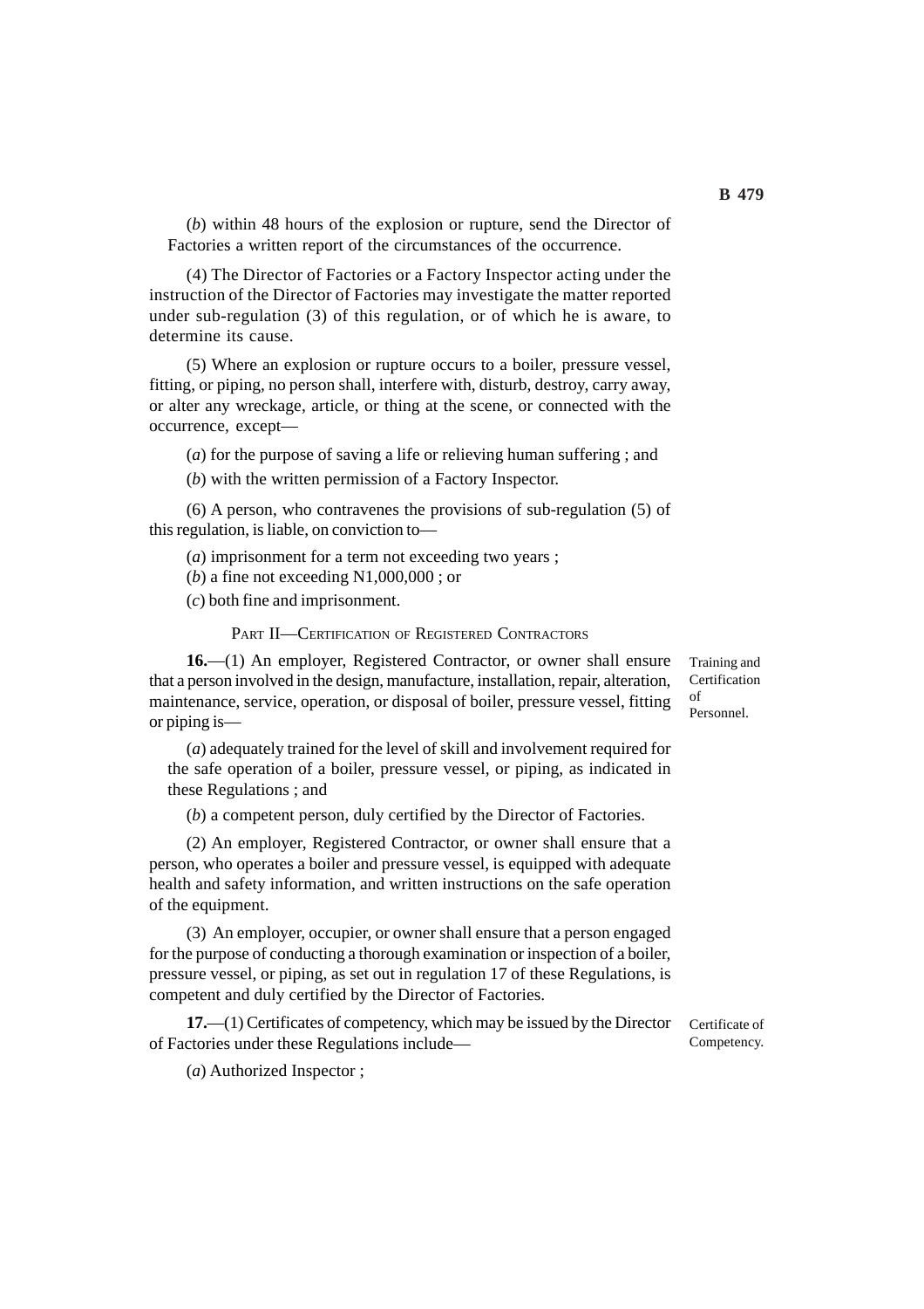(*b*) within 48 hours of the explosion or rupture, send the Director of Factories a written report of the circumstances of the occurrence.

(4) The Director of Factories or a Factory Inspector acting under the instruction of the Director of Factories may investigate the matter reported under sub-regulation (3) of this regulation, or of which he is aware, to determine its cause.

(5) Where an explosion or rupture occurs to a boiler, pressure vessel, fitting, or piping, no person shall, interfere with, disturb, destroy, carry away, or alter any wreckage, article, or thing at the scene, or connected with the occurrence, except—

(*a*) for the purpose of saving a life or relieving human suffering ; and

(*b*) with the written permission of a Factory Inspector.

(6) A person, who contravenes the provisions of sub-regulation (5) of this regulation, is liable, on conviction to—

(*a*) imprisonment for a term not exceeding two years ;

(*b*) a fine not exceeding N1,000,000 ; or

(*c*) both fine and imprisonment.

## PART II—CERTIFICATION OF REGISTERED CONTRACTORS

*Training and Certification of Personnel.*

**16.**—(1) An employer, Registered Contractor, or owner shall ensure that a person involved in the design, manufacture, installation, repair, alteration, maintenance, service, operation, or disposal of boiler, pressure vessel, fitting or piping is—

(*a*) adequately trained for the level of skill and involvement required for the safe operation of a boiler, pressure vessel, or piping, as indicated in these Regulations ; and

(*b*) a competent person, duly certified by the Director of Factories.

(2) An employer, Registered Contractor, or owner shall ensure that a person, who operates a boiler and pressure vessel, is equipped with adequate health and safety information, and written instructions on the safe operation of the equipment.

(3) An employer, occupier, or owner shall ensure that a person engaged for the purpose of conducting a thorough examination or inspection of a boiler, pressure vessel, or piping, as set out in regulation 17 of these Regulations, is competent and duly certified by the Director of Factories.

*Certificate of Competency.*

**17.**—(1) Certificates of competency, which may be issued by the Director of Factories under these Regulations include—

(*a*) Authorized Inspector ;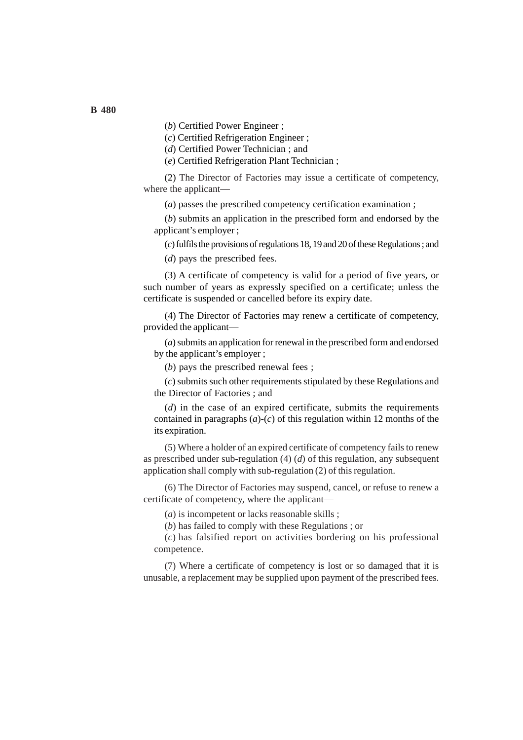(*b*) Certified Power Engineer ;

(*c*) Certified Refrigeration Engineer ;

(*d*) Certified Power Technician ; and

(*e*) Certified Refrigeration Plant Technician ;

(2) The Director of Factories may issue a certificate of competency, where the applicant—

(*a*) passes the prescribed competency certification examination ;

(*b*) submits an application in the prescribed form and endorsed by the applicant's employer ;

(*c*) fulfils the provisions of regulations 18, 19 and 20 of these Regulations ; and

(*d*) pays the prescribed fees.

(3) A certificate of competency is valid for a period of five years, or such number of years as expressly specified on a certificate; unless the certificate is suspended or cancelled before its expiry date.

(4) The Director of Factories may renew a certificate of competency, provided the applicant—

(*a*) submits an application for renewal in the prescribed form and endorsed by the applicant's employer ;

(*b*) pays the prescribed renewal fees ;

(*c*) submits such other requirements stipulated by these Regulations and the Director of Factories ; and

(*d*) in the case of an expired certificate, submits the requirements contained in paragraphs (*a*)-(*c*) of this regulation within 12 months of the its expiration.

(5) Where a holder of an expired certificate of competency fails to renew as prescribed under sub-regulation (4) (*d*) of this regulation, any subsequent application shall comply with sub-regulation (2) of this regulation.

(6) The Director of Factories may suspend, cancel, or refuse to renew a certificate of competency, where the applicant—

(*a*) is incompetent or lacks reasonable skills ;

(*b*) has failed to comply with these Regulations ; or

(*c*) has falsified report on activities bordering on his professional competence.

(7) Where a certificate of competency is lost or so damaged that it is unusable, a replacement may be supplied upon payment of the prescribed fees.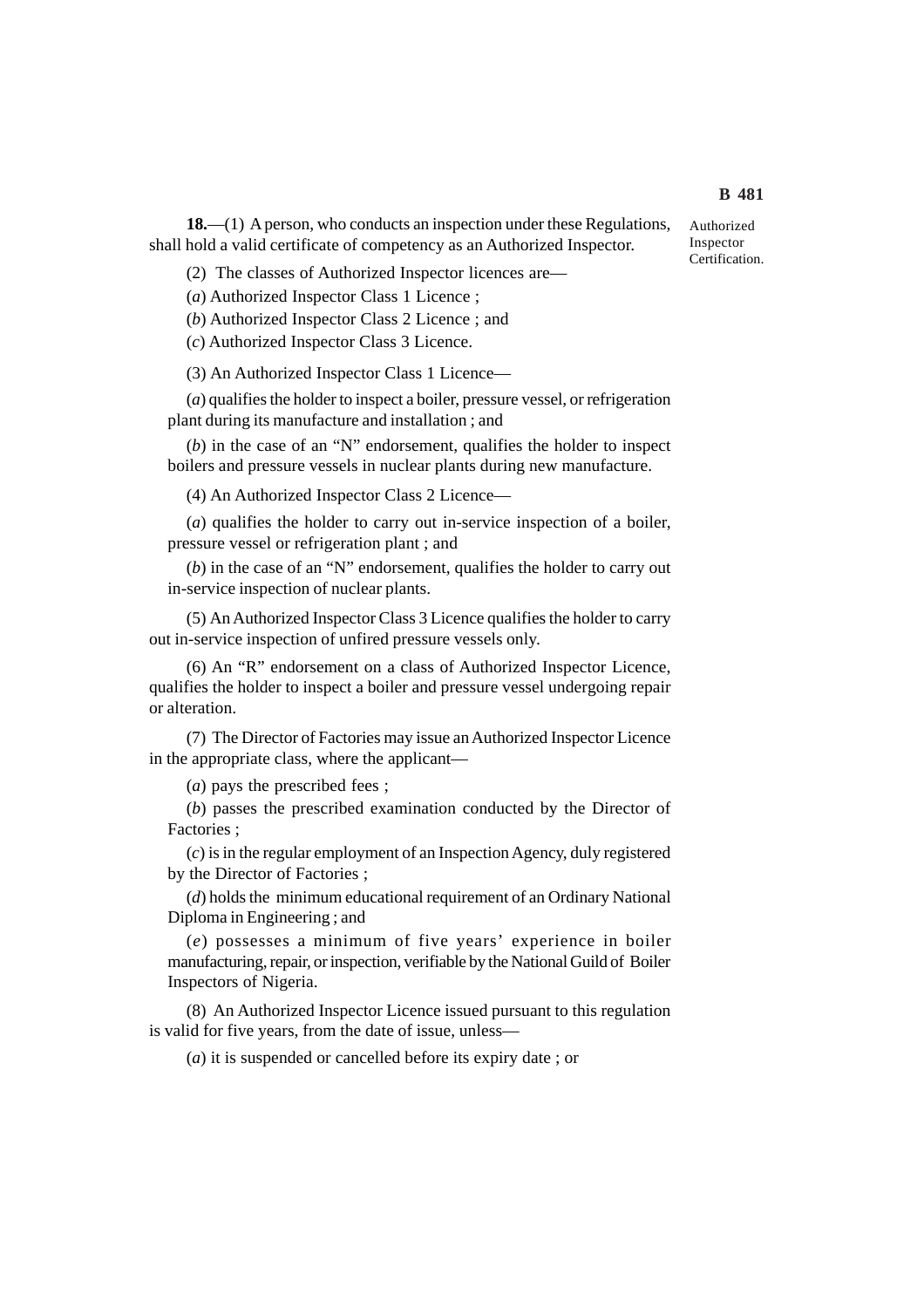**18.**—(1) A person, who conducts an inspection under these Regulations, shall hold a valid certificate of competency as an Authorized Inspector.

Authorized Inspector Certification.

(2) The classes of Authorized Inspector licences are—

(*a*) Authorized Inspector Class 1 Licence ;

(*b*) Authorized Inspector Class 2 Licence ; and

(*c*) Authorized Inspector Class 3 Licence.

(3) An Authorized Inspector Class 1 Licence—

(*a*) qualifies the holder to inspect a boiler, pressure vessel, or refrigeration plant during its manufacture and installation ; and

(*b*) in the case of an "N" endorsement, qualifies the holder to inspect boilers and pressure vessels in nuclear plants during new manufacture.

(4) An Authorized Inspector Class 2 Licence—

(*a*) qualifies the holder to carry out in-service inspection of a boiler, pressure vessel or refrigeration plant ; and

(*b*) in the case of an "N" endorsement, qualifies the holder to carry out in-service inspection of nuclear plants.

(5) An Authorized Inspector Class 3 Licence qualifies the holder to carry out in-service inspection of unfired pressure vessels only.

(6) An "R" endorsement on a class of Authorized Inspector Licence, qualifies the holder to inspect a boiler and pressure vessel undergoing repair or alteration.

(7) The Director of Factories may issue an Authorized Inspector Licence in the appropriate class, where the applicant—

(*a*) pays the prescribed fees ;

(*b*) passes the prescribed examination conducted by the Director of Factories ;

(*c*) is in the regular employment of an Inspection Agency, duly registered by the Director of Factories ;

(*d*) holds the minimum educational requirement of an Ordinary National Diploma in Engineering ; and

(*e*) possesses a minimum of five years' experience in boiler manufacturing, repair, or inspection, verifiable by the National Guild of Boiler Inspectors of Nigeria.

(8) An Authorized Inspector Licence issued pursuant to this regulation is valid for five years, from the date of issue, unless—

(*a*) it is suspended or cancelled before its expiry date ; or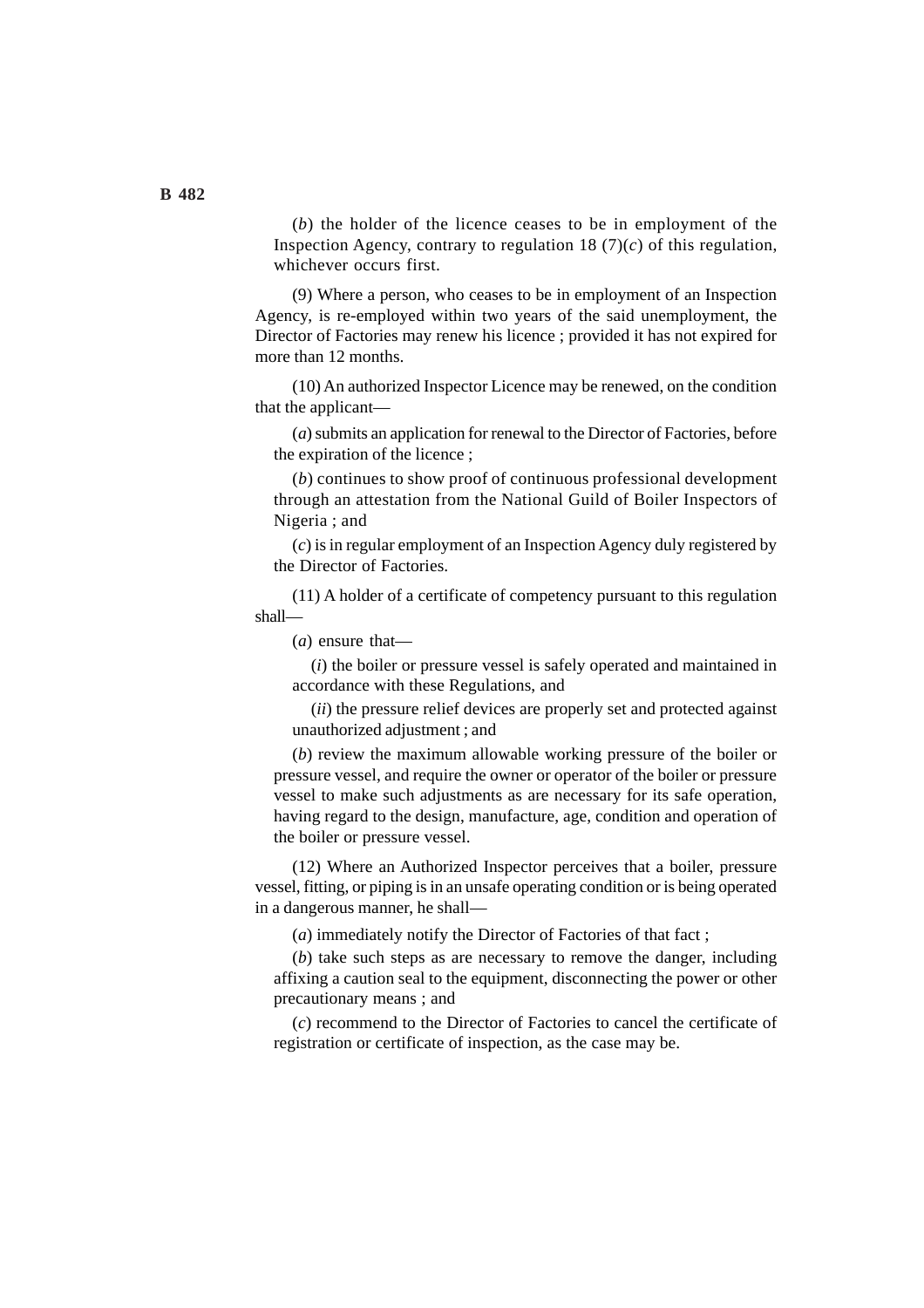(*b*) the holder of the licence ceases to be in employment of the Inspection Agency, contrary to regulation 18 (7)(*c*) of this regulation, whichever occurs first.

(9) Where a person, who ceases to be in employment of an Inspection Agency, is re-employed within two years of the said unemployment, the Director of Factories may renew his licence ; provided it has not expired for more than 12 months.

(10) An authorized Inspector Licence may be renewed, on the condition that the applicant—

(*a*) submits an application for renewal to the Director of Factories, before the expiration of the licence ;

(*b*) continues to show proof of continuous professional development through an attestation from the National Guild of Boiler Inspectors of Nigeria ; and

(*c*) is in regular employment of an Inspection Agency duly registered by the Director of Factories.

(11) A holder of a certificate of competency pursuant to this regulation shall—

(*a*) ensure that—

(*i*) the boiler or pressure vessel is safely operated and maintained in accordance with these Regulations, and

(*ii*) the pressure relief devices are properly set and protected against unauthorized adjustment ; and

(*b*) review the maximum allowable working pressure of the boiler or pressure vessel, and require the owner or operator of the boiler or pressure vessel to make such adjustments as are necessary for its safe operation, having regard to the design, manufacture, age, condition and operation of the boiler or pressure vessel.

(12) Where an Authorized Inspector perceives that a boiler, pressure vessel, fitting, or piping is in an unsafe operating condition or is being operated in a dangerous manner, he shall—

(*a*) immediately notify the Director of Factories of that fact ;

(*b*) take such steps as are necessary to remove the danger, including affixing a caution seal to the equipment, disconnecting the power or other precautionary means ; and

(*c*) recommend to the Director of Factories to cancel the certificate of registration or certificate of inspection, as the case may be.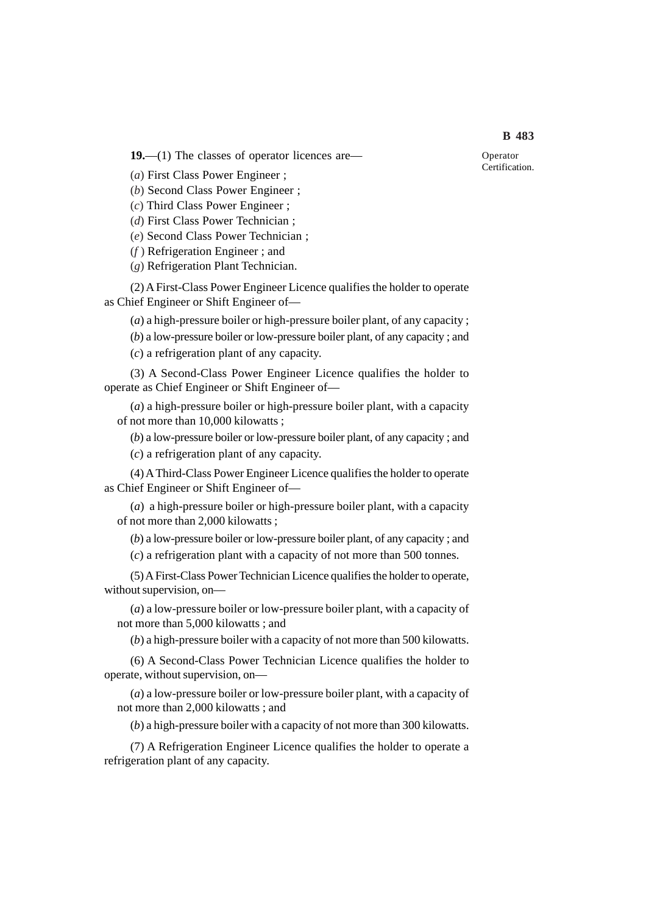Operator Certification.

**19.**—(1) The classes of operator licences are—

(*a*) First Class Power Engineer ;

(*b*) Second Class Power Engineer ;

(*c*) Third Class Power Engineer ;

(*d*) First Class Power Technician ;

(*e*) Second Class Power Technician ;

(*f* ) Refrigeration Engineer ; and

(*g*) Refrigeration Plant Technician.

(2) A First-Class Power Engineer Licence qualifies the holder to operate as Chief Engineer or Shift Engineer of—

(*a*) a high-pressure boiler or high-pressure boiler plant, of any capacity ;

(*b*) a low-pressure boiler or low-pressure boiler plant, of any capacity ; and

(*c*) a refrigeration plant of any capacity.

(3) A Second-Class Power Engineer Licence qualifies the holder to operate as Chief Engineer or Shift Engineer of—

(*a*) a high-pressure boiler or high-pressure boiler plant, with a capacity of not more than 10,000 kilowatts ;

(*b*) a low-pressure boiler or low-pressure boiler plant, of any capacity ; and

(*c*) a refrigeration plant of any capacity.

(4) A Third-Class Power Engineer Licence qualifies the holder to operate as Chief Engineer or Shift Engineer of—

(*a*) a high-pressure boiler or high-pressure boiler plant, with a capacity of not more than 2,000 kilowatts ;

(*b*) a low-pressure boiler or low-pressure boiler plant, of any capacity ; and

(*c*) a refrigeration plant with a capacity of not more than 500 tonnes.

(5) A First-Class Power Technician Licence qualifies the holder to operate, without supervision, on—

(*a*) a low-pressure boiler or low-pressure boiler plant, with a capacity of not more than 5,000 kilowatts ; and

(*b*) a high-pressure boiler with a capacity of not more than 500 kilowatts.

(6) A Second-Class Power Technician Licence qualifies the holder to operate, without supervision, on—

(*a*) a low-pressure boiler or low-pressure boiler plant, with a capacity of not more than 2,000 kilowatts ; and

(*b*) a high-pressure boiler with a capacity of not more than 300 kilowatts.

(7) A Refrigeration Engineer Licence qualifies the holder to operate a refrigeration plant of any capacity.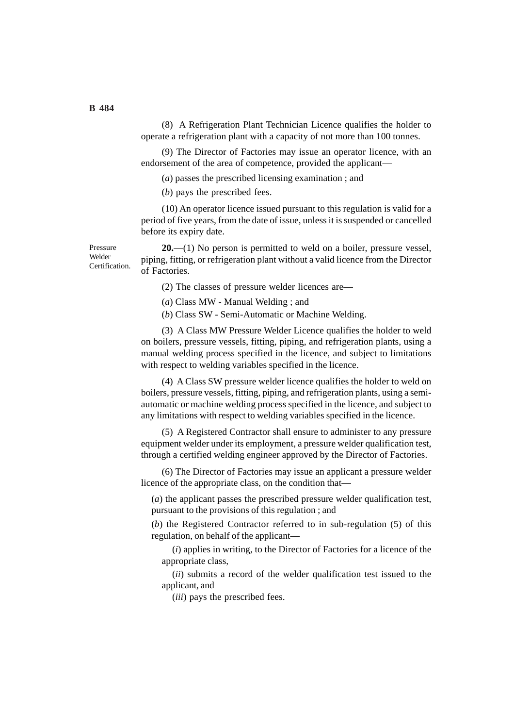(8) A Refrigeration Plant Technician Licence qualifies the holder to operate a refrigeration plant with a capacity of not more than 100 tonnes.

(9) The Director of Factories may issue an operator licence, with an endorsement of the area of competence, provided the applicant—

(*a*) passes the prescribed licensing examination ; and

(*b*) pays the prescribed fees.

(10) An operator licence issued pursuant to this regulation is valid for a period of five years, from the date of issue, unless it is suspended or cancelled before its expiry date.

Pressure Welder Certification.

**20.**—(1) No person is permitted to weld on a boiler, pressure vessel, piping, fitting, or refrigeration plant without a valid licence from the Director of Factories.

(2) The classes of pressure welder licences are—

(*a*) Class MW - Manual Welding ; and

(*b*) Class SW - Semi-Automatic or Machine Welding.

(3) A Class MW Pressure Welder Licence qualifies the holder to weld on boilers, pressure vessels, fitting, piping, and refrigeration plants, using a manual welding process specified in the licence, and subject to limitations with respect to welding variables specified in the licence.

(4) A Class SW pressure welder licence qualifies the holder to weld on boilers, pressure vessels, fitting, piping, and refrigeration plants, using a semi-automatic or machine welding process specified in the licence, and subject to any limitations with respect to welding variables specified in the licence.

(5) A Registered Contractor shall ensure to administer to any pressure equipment welder under its employment, a pressure welder qualification test, through a certified welding engineer approved by the Director of Factories.

(6) The Director of Factories may issue an applicant a pressure welder licence of the appropriate class, on the condition that—

(*a*) the applicant passes the prescribed pressure welder qualification test, pursuant to the provisions of this regulation ; and

(*b*) the Registered Contractor referred to in sub-regulation (5) of this regulation, on behalf of the applicant—

(*i*) applies in writing, to the Director of Factories for a licence of the appropriate class,

(*ii*) submits a record of the welder qualification test issued to the applicant, and

(*iii*) pays the prescribed fees.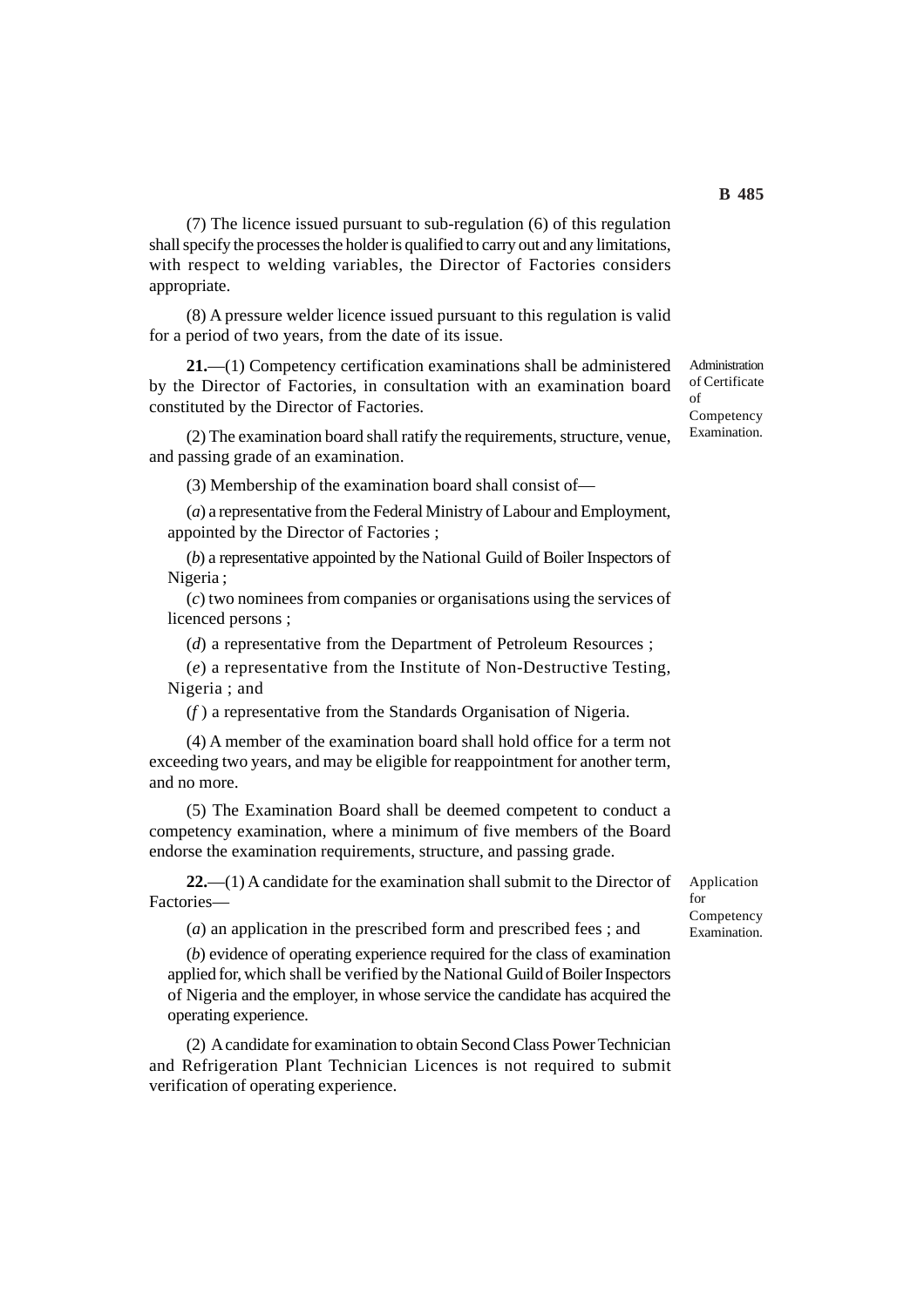(7) The licence issued pursuant to sub-regulation (6) of this regulation shall specify the processes the holder is qualified to carry out and any limitations, with respect to welding variables, the Director of Factories considers appropriate.

(8) A pressure welder licence issued pursuant to this regulation is valid for a period of two years, from the date of its issue.

*Administration of Certificate of Competency Examination.*

**21.**—(1) Competency certification examinations shall be administered by the Director of Factories, in consultation with an examination board constituted by the Director of Factories.

(2) The examination board shall ratify the requirements, structure, venue, and passing grade of an examination.

(3) Membership of the examination board shall consist of—

(*a*) a representative from the Federal Ministry of Labour and Employment, appointed by the Director of Factories ;

(*b*) a representative appointed by the National Guild of Boiler Inspectors of Nigeria ;

(*c*) two nominees from companies or organisations using the services of licenced persons ;

(*d*) a representative from the Department of Petroleum Resources ;

(*e*) a representative from the Institute of Non-Destructive Testing, Nigeria ; and

(*f* ) a representative from the Standards Organisation of Nigeria.

(4) A member of the examination board shall hold office for a term not exceeding two years, and may be eligible for reappointment for another term, and no more.

(5) The Examination Board shall be deemed competent to conduct a competency examination, where a minimum of five members of the Board endorse the examination requirements, structure, and passing grade.

*Application for Competency Examination.*

**22.**—(1) A candidate for the examination shall submit to the Director of Factories—

(*a*) an application in the prescribed form and prescribed fees ; and

(*b*) evidence of operating experience required for the class of examination applied for, which shall be verified by the National Guild of Boiler Inspectors of Nigeria and the employer, in whose service the candidate has acquired the operating experience.

(2) A candidate for examination to obtain Second Class Power Technician and Refrigeration Plant Technician Licences is not required to submit verification of operating experience.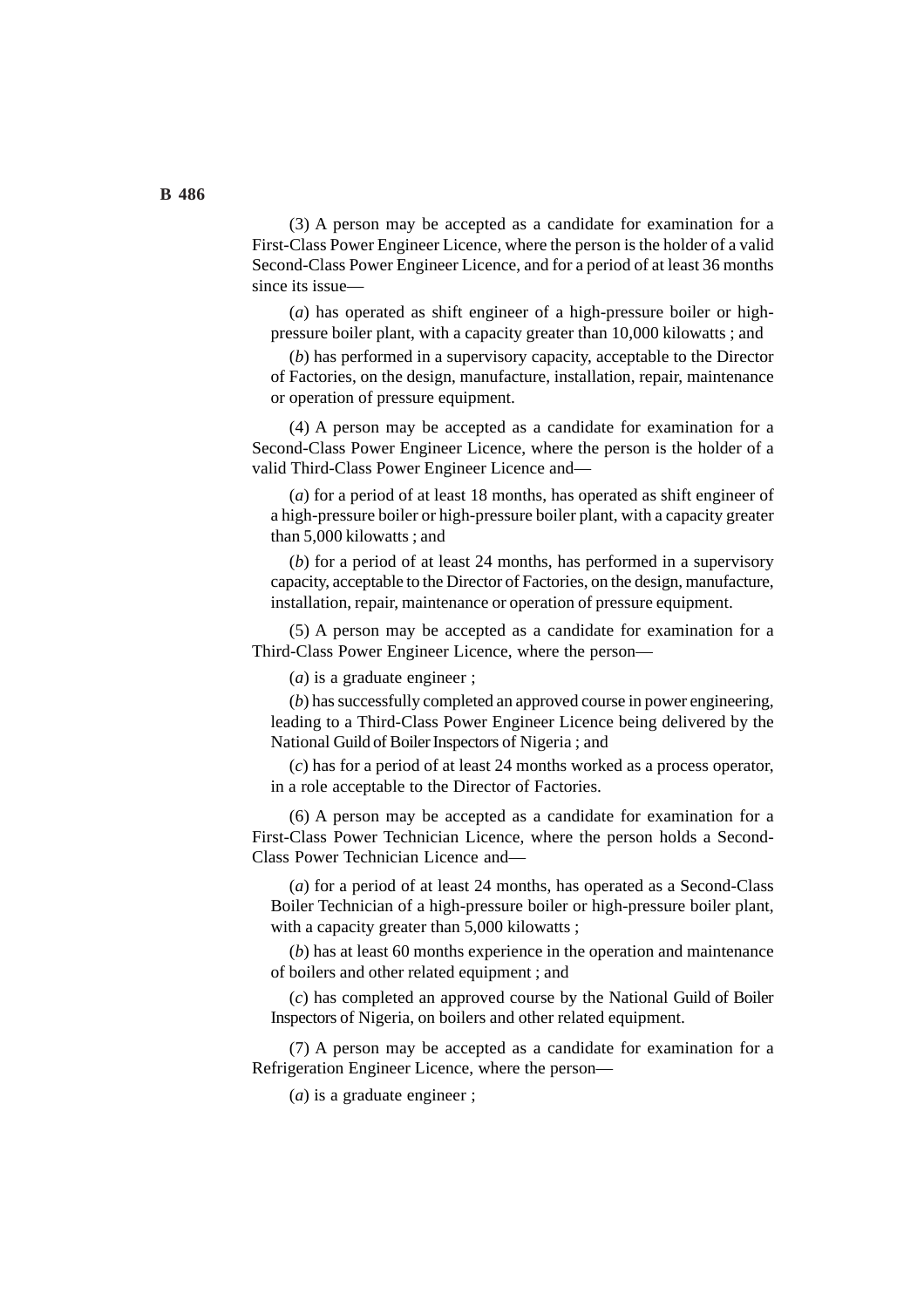(3) A person may be accepted as a candidate for examination for a First-Class Power Engineer Licence, where the person is the holder of a valid Second-Class Power Engineer Licence, and for a period of at least 36 months since its issue—

(*a*) has operated as shift engineer of a high-pressure boiler or high-pressure boiler plant, with a capacity greater than 10,000 kilowatts ; and

(*b*) has performed in a supervisory capacity, acceptable to the Director of Factories, on the design, manufacture, installation, repair, maintenance or operation of pressure equipment.

(4) A person may be accepted as a candidate for examination for a Second-Class Power Engineer Licence, where the person is the holder of a valid Third-Class Power Engineer Licence and—

(*a*) for a period of at least 18 months, has operated as shift engineer of a high-pressure boiler or high-pressure boiler plant, with a capacity greater than 5,000 kilowatts ; and

(*b*) for a period of at least 24 months, has performed in a supervisory capacity, acceptable to the Director of Factories, on the design, manufacture, installation, repair, maintenance or operation of pressure equipment.

(5) A person may be accepted as a candidate for examination for a Third-Class Power Engineer Licence, where the person—

(*a*) is a graduate engineer ;

(*b*) has successfully completed an approved course in power engineering, leading to a Third-Class Power Engineer Licence being delivered by the National Guild of Boiler Inspectors of Nigeria ; and

(*c*) has for a period of at least 24 months worked as a process operator, in a role acceptable to the Director of Factories.

(6) A person may be accepted as a candidate for examination for a First-Class Power Technician Licence, where the person holds a Second-Class Power Technician Licence and—

(*a*) for a period of at least 24 months, has operated as a Second-Class Boiler Technician of a high-pressure boiler or high-pressure boiler plant, with a capacity greater than 5,000 kilowatts ;

(*b*) has at least 60 months experience in the operation and maintenance of boilers and other related equipment ; and

(*c*) has completed an approved course by the National Guild of Boiler Inspectors of Nigeria, on boilers and other related equipment.

(7) A person may be accepted as a candidate for examination for a Refrigeration Engineer Licence, where the person—

(*a*) is a graduate engineer ;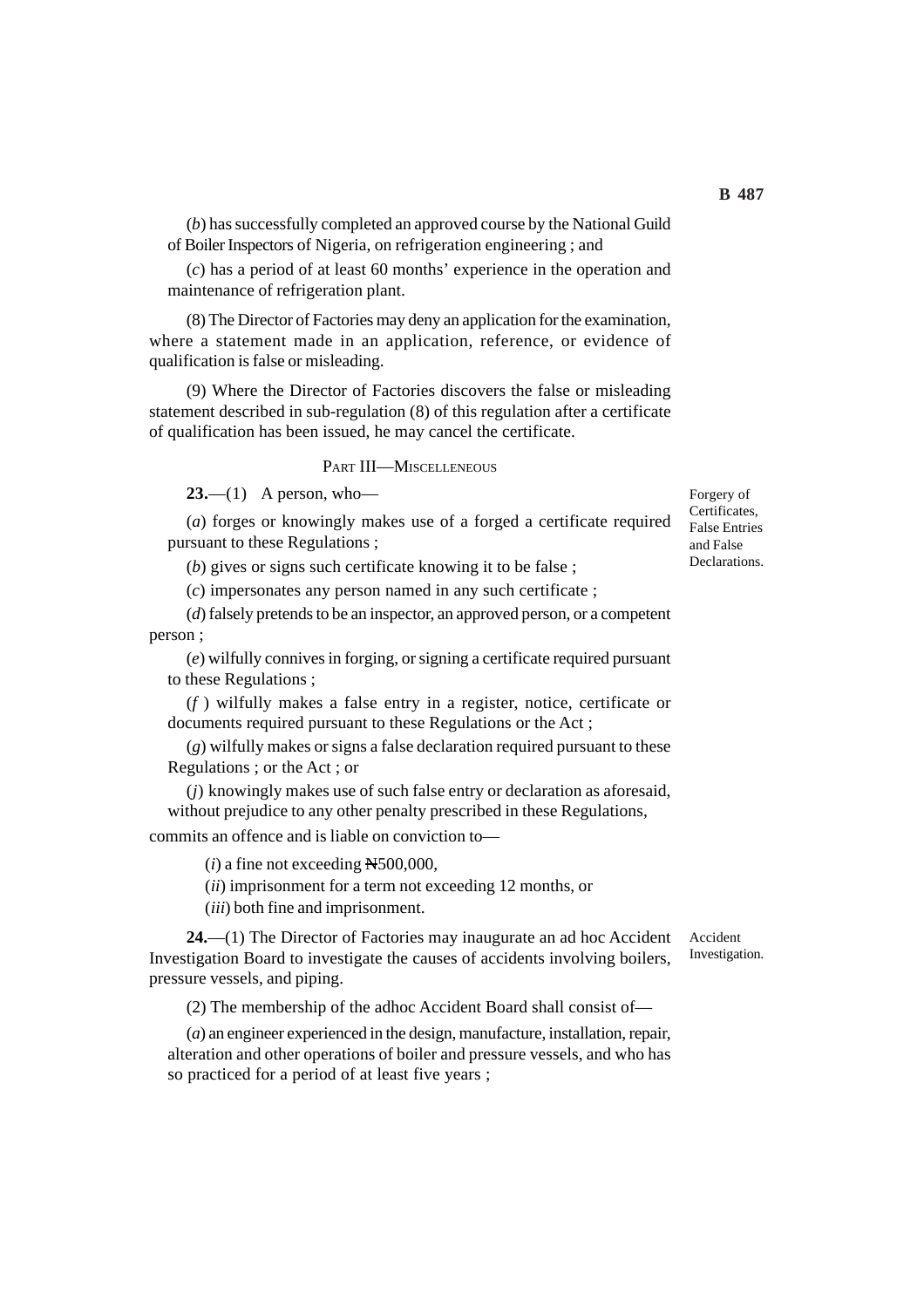(*b*) has successfully completed an approved course by the National Guild of Boiler Inspectors of Nigeria, on refrigeration engineering ; and

(*c*) has a period of at least 60 months' experience in the operation and maintenance of refrigeration plant.

(8) The Director of Factories may deny an application for the examination, where a statement made in an application, reference, or evidence of qualification is false or misleading.

(9) Where the Director of Factories discovers the false or misleading statement described in sub-regulation (8) of this regulation after a certificate of qualification has been issued, he may cancel the certificate.

## PART III—MISCELLENEOUS

Forgery of Certificates, False Entries and False Declarations.

**23.**—(1) A person, who—

(*a*) forges or knowingly makes use of a forged a certificate required pursuant to these Regulations ;

(*b*) gives or signs such certificate knowing it to be false ;

(*c*) impersonates any person named in any such certificate ;

(*d*) falsely pretends to be an inspector, an approved person, or a competent person ;

(*e*) wilfully connives in forging, or signing a certificate required pursuant to these Regulations ;

(*f* ) wilfully makes a false entry in a register, notice, certificate or documents required pursuant to these Regulations or the Act ;

(*g*) wilfully makes or signs a false declaration required pursuant to these Regulations ; or the Act ; or

(*j*) knowingly makes use of such false entry or declaration as aforesaid, without prejudice to any other penalty prescribed in these Regulations,

commits an offence and is liable on conviction to—

(*i*) a fine not exceeding ₦500,000,

(*ii*) imprisonment for a term not exceeding 12 months, or

(*iii*) both fine and imprisonment.

Accident Investigation.

**24.**—(1) The Director of Factories may inaugurate an ad hoc Accident Investigation Board to investigate the causes of accidents involving boilers, pressure vessels, and piping.

(2) The membership of the adhoc Accident Board shall consist of—

(*a*) an engineer experienced in the design, manufacture, installation, repair, alteration and other operations of boiler and pressure vessels, and who has so practiced for a period of at least five years ;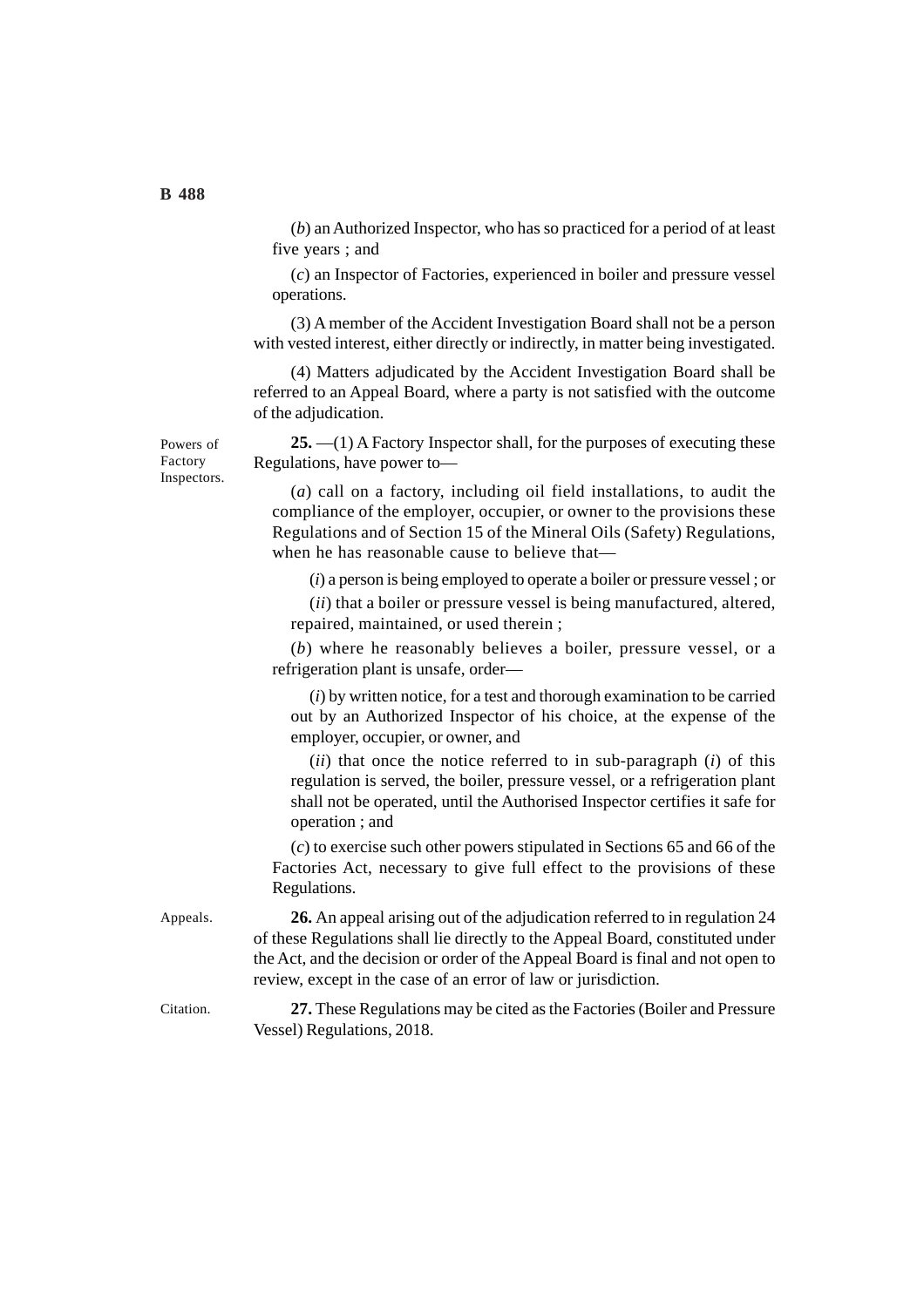(*b*) an Authorized Inspector, who has so practiced for a period of at least five years ; and

(*c*) an Inspector of Factories, experienced in boiler and pressure vessel operations.

(3) A member of the Accident Investigation Board shall not be a person with vested interest, either directly or indirectly, in matter being investigated.

(4) Matters adjudicated by the Accident Investigation Board shall be referred to an Appeal Board, where a party is not satisfied with the outcome of the adjudication.

Powers of Factory Inspectors.

**25.** —(1) A Factory Inspector shall, for the purposes of executing these Regulations, have power to—

(*a*) call on a factory, including oil field installations, to audit the compliance of the employer, occupier, or owner to the provisions these Regulations and of Section 15 of the Mineral Oils (Safety) Regulations, when he has reasonable cause to believe that—

(*i*) a person is being employed to operate a boiler or pressure vessel ; or

(*ii*) that a boiler or pressure vessel is being manufactured, altered, repaired, maintained, or used therein ;

(*b*) where he reasonably believes a boiler, pressure vessel, or a refrigeration plant is unsafe, order—

(*i*) by written notice, for a test and thorough examination to be carried out by an Authorized Inspector of his choice, at the expense of the employer, occupier, or owner, and

(*ii*) that once the notice referred to in sub-paragraph (*i*) of this regulation is served, the boiler, pressure vessel, or a refrigeration plant shall not be operated, until the Authorised Inspector certifies it safe for operation ; and

(*c*) to exercise such other powers stipulated in Sections 65 and 66 of the Factories Act, necessary to give full effect to the provisions of these Regulations.

Appeals.

**26.** An appeal arising out of the adjudication referred to in regulation 24 of these Regulations shall lie directly to the Appeal Board, constituted under the Act, and the decision or order of the Appeal Board is final and not open to review, except in the case of an error of law or jurisdiction.

Citation.

**27.** These Regulations may be cited as the Factories (Boiler and Pressure Vessel) Regulations, 2018.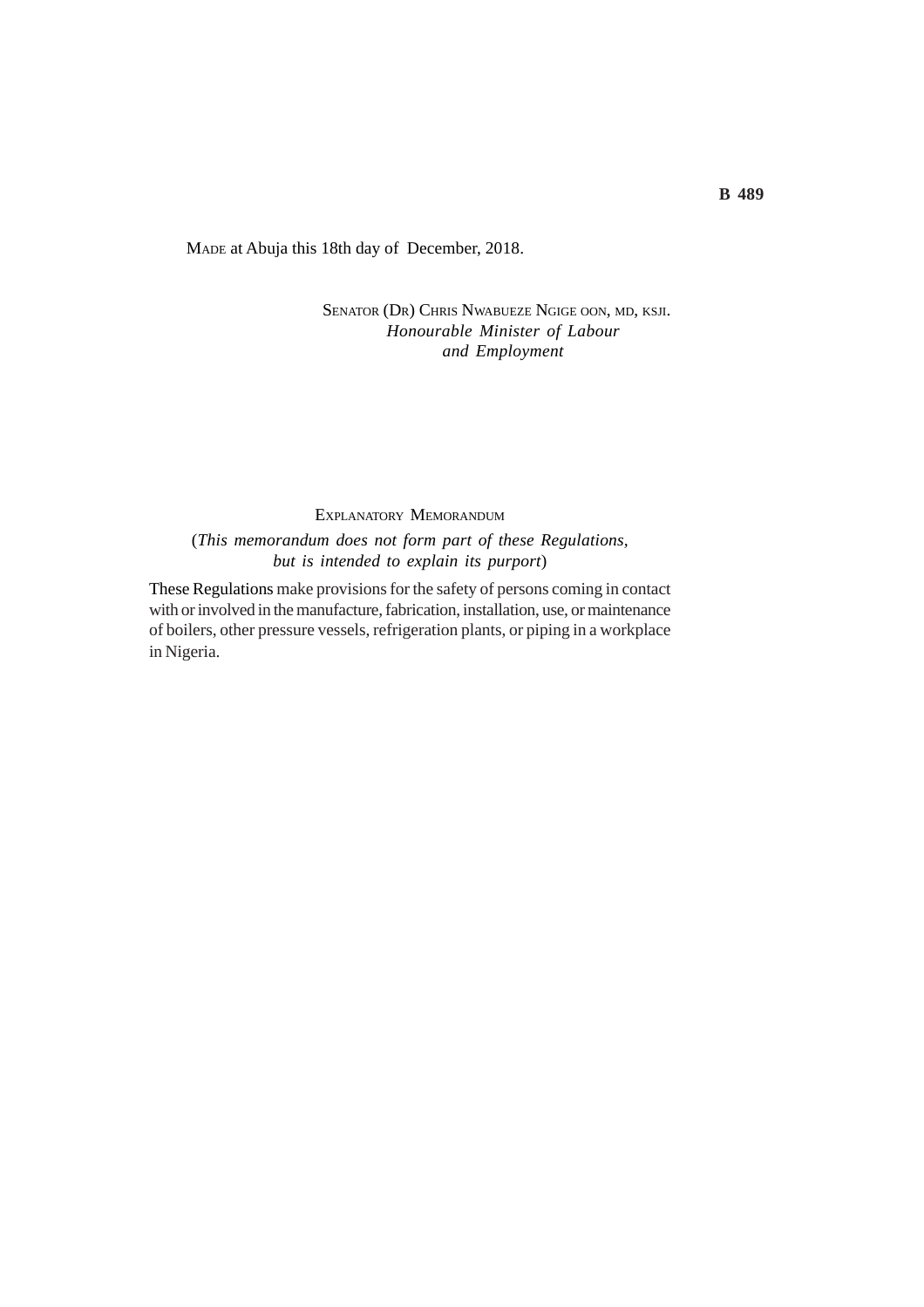MADE at Abuja this 18th day of December, 2018.

SENATOR (DR) CHRIS NWABUEZE NGIGE OON, MD, KSJI.
*Honourable Minister of Labour and Employment*

EXPLANATORY MEMORANDUM

(*This memorandum does not form part of these Regulations, but is intended to explain its purport*)

These Regulations make provisions for the safety of persons coming in contact with or involved in the manufacture, fabrication, installation, use, or maintenance of boilers, other pressure vessels, refrigeration plants, or piping in a workplace in Nigeria.